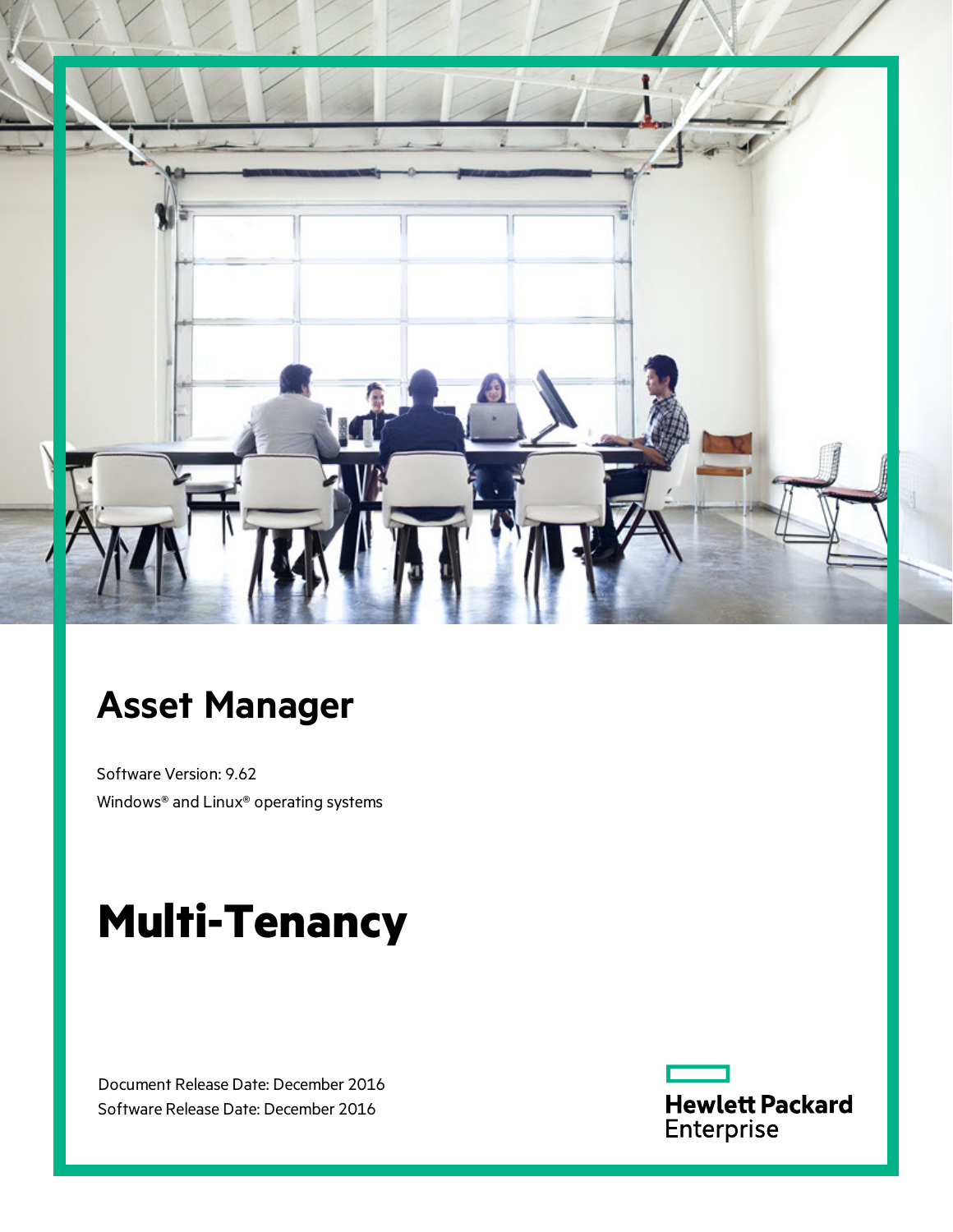# Asset Manager

Software Version: 9.62

Windows® and Linux® operating systems

# Multi-Tenancy

Document Release Date: December 2016

Software Release Date: December 2016

Hewlett Packard Enterprise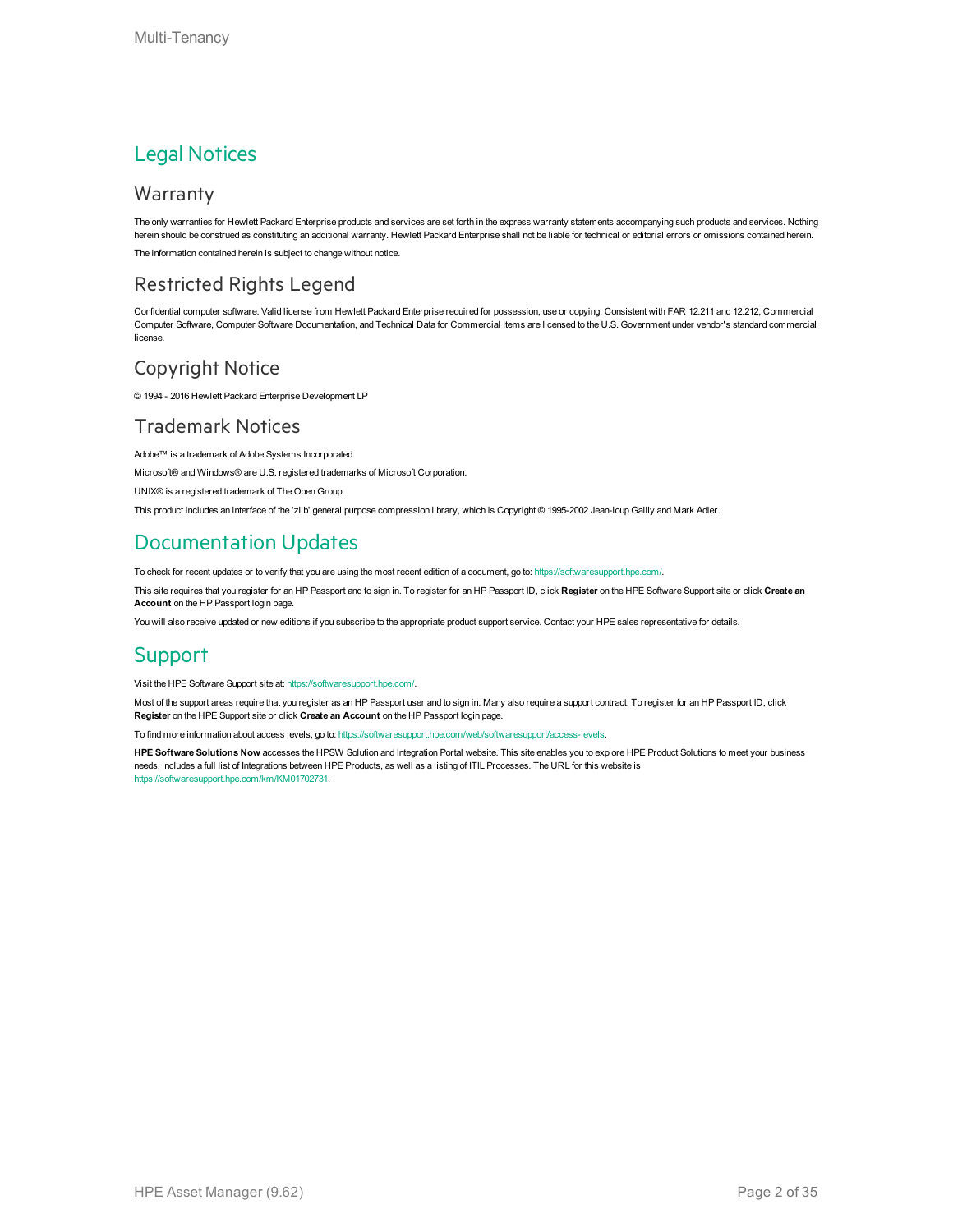# Legal Notices

## Warranty

The only warranties for Hewlett Packard Enterprise products and services are set forth in the express warranty statements accompanying such products and services. Nothing herein should be construed as constituting an additional warranty. Hewlett Packard Enterprise shall not be liable for technical or editorial errors or omissions contained herein.

The information contained herein is subject to change without notice.

## Restricted Rights Legend

Confidential computer software. Valid license from Hewlett Packard Enterprise required for possession, use or copying. Consistent with FAR 12.211 and 12.212, Commercial Computer Software, Computer Software Documentation, and Technical Data for Commercial Items are licensed to the U.S. Government under vendor's standard commercial license.

## Copyright Notice

© 1994 - 2016 Hewlett Packard Enterprise Development LP

## Trademark Notices

Adobe™ is a trademark of Adobe Systems Incorporated.

Microsoft® and Windows® are U.S. registered trademarks of Microsoft Corporation.

UNIX® is a registered trademark of The Open Group.

This product includes an interface of the 'zlib' general purpose compression library, which is Copyright © 1995-2002 Jean-loup Gailly and Mark Adler.

# Documentation Updates

To check for recent updates or to verify that you are using the most recent edition of a document, go to: https://softwaresupport.hpe.com/.

This site requires that you register for an HP Passport and to sign in. To register for an HP Passport ID, click **Register** on the HPE Software Support site or click **Create an Account** on the HP Passport login page.

You will also receive updated or new editions if you subscribe to the appropriate product support service. Contact your HPE sales representative for details.

# Support

Visit the HPE Software Support site at: https://softwaresupport.hpe.com/.

Most of the support areas require that you register as an HP Passport user and to sign in. Many also require a support contract. To register for an HP Passport ID, click **Register** on the HPE Support site or click **Create an Account** on the HP Passport login page.

To find more information about access levels, go to: https://softwaresupport.hpe.com/web/softwaresupport/access-levels.

**HPE Software Solutions Now** accesses the HPSW Solution and Integration Portal website. This site enables you to explore HPE Product Solutions to meet your business needs, includes a full list of Integrations between HPE Products, as well as a listing of ITIL Processes. The URL for this website is https://softwaresupport.hpe.com/km/KM01702731.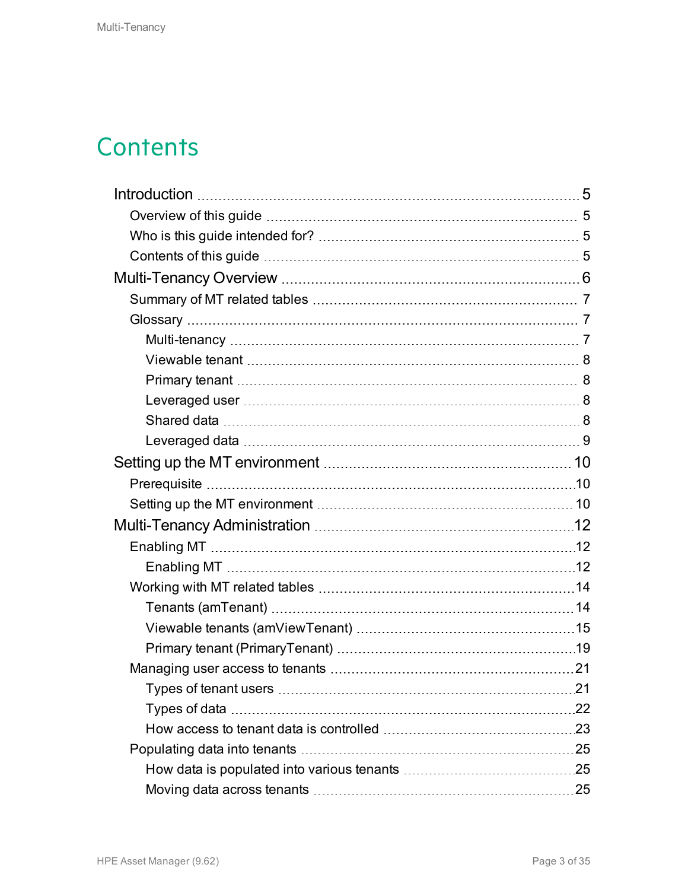# Contents

- Introduction 5
  - Overview of this guide 5
  - Who is this guide intended for? 5
  - Contents of this guide 5
- Multi-Tenancy Overview 6
  - Summary of MT related tables 7
  - Glossary 7
    - Multi-tenancy 7
    - Viewable tenant 8
    - Primary tenant 8
    - Leveraged user 8
    - Shared data 8
    - Leveraged data 9
- Setting up the MT environment 10
  - Prerequisite 10
  - Setting up the MT environment 10
- Multi-Tenancy Administration 12
  - Enabling MT 12
    - Enabling MT 12
  - Working with MT related tables 14
    - Tenants (amTenant) 14
    - Viewable tenants (amViewTenant) 15
    - Primary tenant (PrimaryTenant) 19
  - Managing user access to tenants 21
    - Types of tenant users 21
    - Types of data 22
    - How access to tenant data is controlled 23
  - Populating data into tenants 25
    - How data is populated into various tenants 25
    - Moving data across tenants 25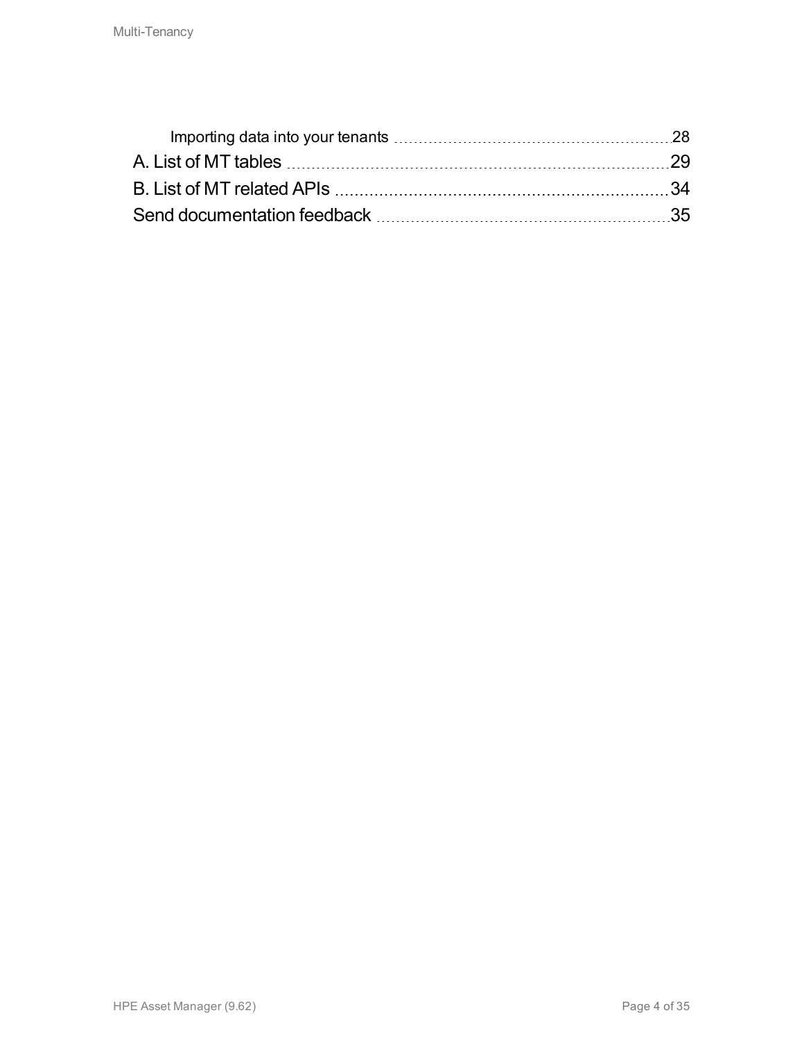Importing data into your tenants 28

A. List of MT tables 29

B. List of MT related APIs 34

Send documentation feedback 35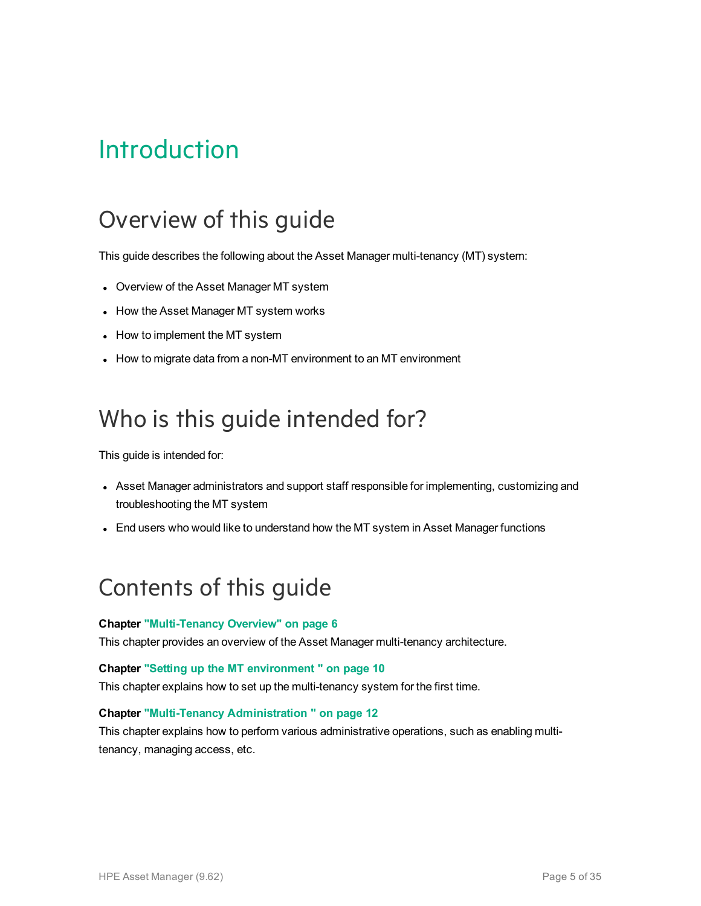# Introduction

## Overview of this guide

This guide describes the following about the Asset Manager multi-tenancy (MT) system:

- Overview of the Asset Manager MT system
- How the Asset Manager MT system works
- How to implement the MT system
- How to migrate data from a non-MT environment to an MT environment

## Who is this guide intended for?

This guide is intended for:

- Asset Manager administrators and support staff responsible for implementing, customizing and troubleshooting the MT system
- End users who would like to understand how the MT system in Asset Manager functions

## Contents of this guide

**Chapter "Multi-Tenancy Overview" on page 6**
This chapter provides an overview of the Asset Manager multi-tenancy architecture.

**Chapter "Setting up the MT environment " on page 10**
This chapter explains how to set up the multi-tenancy system for the first time.

**Chapter "Multi-Tenancy Administration " on page 12**
This chapter explains how to perform various administrative operations, such as enabling multi-tenancy, managing access, etc.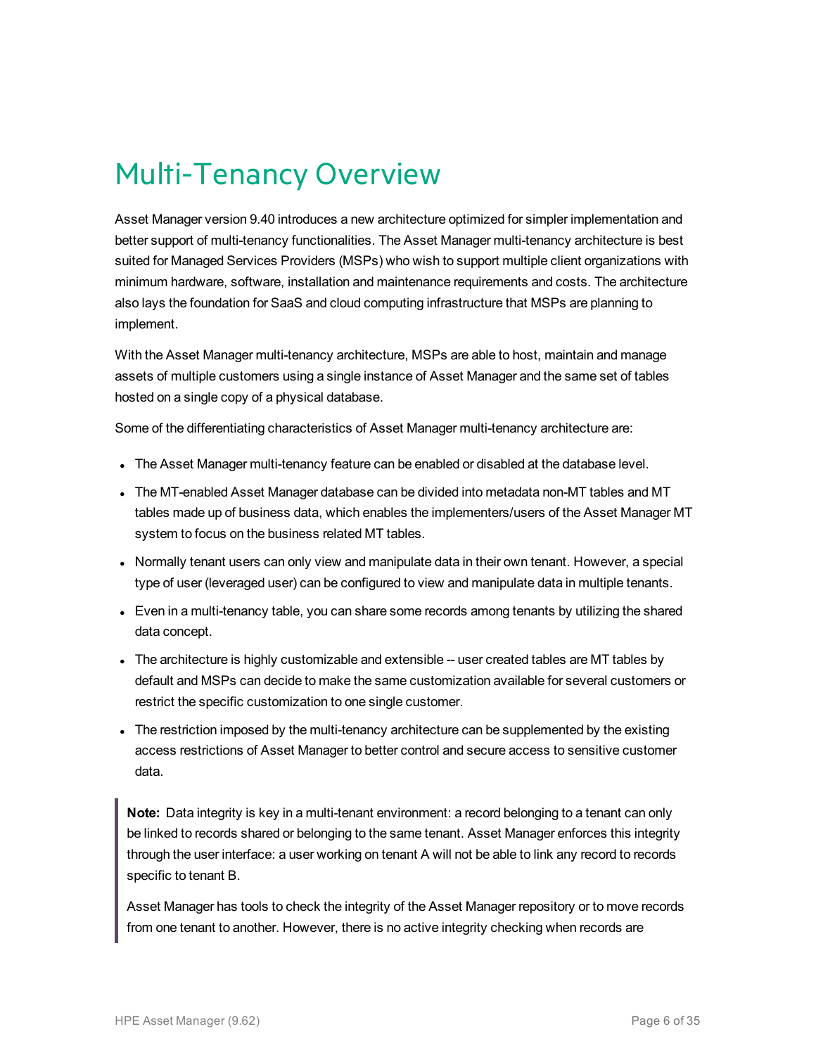# Multi-Tenancy Overview

Asset Manager version 9.40 introduces a new architecture optimized for simpler implementation and better support of multi-tenancy functionalities. The Asset Manager multi-tenancy architecture is best suited for Managed Services Providers (MSPs) who wish to support multiple client organizations with minimum hardware, software, installation and maintenance requirements and costs. The architecture also lays the foundation for SaaS and cloud computing infrastructure that MSPs are planning to implement.

With the Asset Manager multi-tenancy architecture, MSPs are able to host, maintain and manage assets of multiple customers using a single instance of Asset Manager and the same set of tables hosted on a single copy of a physical database.

Some of the differentiating characteristics of Asset Manager multi-tenancy architecture are:

- The Asset Manager multi-tenancy feature can be enabled or disabled at the database level.
- The MT-enabled Asset Manager database can be divided into metadata non-MT tables and MT tables made up of business data, which enables the implementers/users of the Asset Manager MT system to focus on the business related MT tables.
- Normally tenant users can only view and manipulate data in their own tenant. However, a special type of user (leveraged user) can be configured to view and manipulate data in multiple tenants.
- Even in a multi-tenancy table, you can share some records among tenants by utilizing the shared data concept.
- The architecture is highly customizable and extensible -- user created tables are MT tables by default and MSPs can decide to make the same customization available for several customers or restrict the specific customization to one single customer.
- The restriction imposed by the multi-tenancy architecture can be supplemented by the existing access restrictions of Asset Manager to better control and secure access to sensitive customer data.

> **Note:** Data integrity is key in a multi-tenant environment: a record belonging to a tenant can only be linked to records shared or belonging to the same tenant. Asset Manager enforces this integrity through the user interface: a user working on tenant A will not be able to link any record to records specific to tenant B.
>
> Asset Manager has tools to check the integrity of the Asset Manager repository or to move records from one tenant to another. However, there is no active integrity checking when records are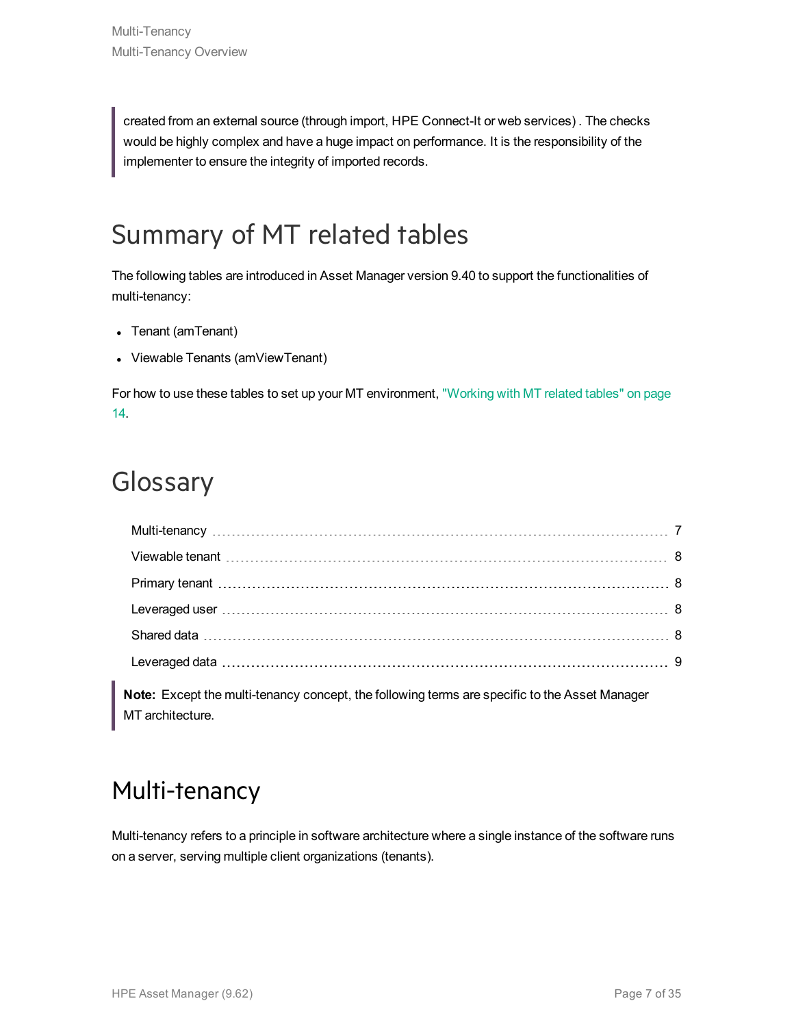> created from an external source (through import, HPE Connect-It or web services) . The checks would be highly complex and have a huge impact on performance. It is the responsibility of the implementer to ensure the integrity of imported records.

## Summary of MT related tables

The following tables are introduced in Asset Manager version 9.40 to support the functionalities of multi-tenancy:

- Tenant (amTenant)
- Viewable Tenants (amViewTenant)

For how to use these tables to set up your MT environment, "Working with MT related tables" on page 14.

## Glossary

- Multi-tenancy ........ 7
- Viewable tenant ........ 8
- Primary tenant ........ 8
- Leveraged user ........ 8
- Shared data ........ 8
- Leveraged data ........ 9

> **Note:** Except the multi-tenancy concept, the following terms are specific to the Asset Manager MT architecture.

## Multi-tenancy

Multi-tenancy refers to a principle in software architecture where a single instance of the software runs on a server, serving multiple client organizations (tenants).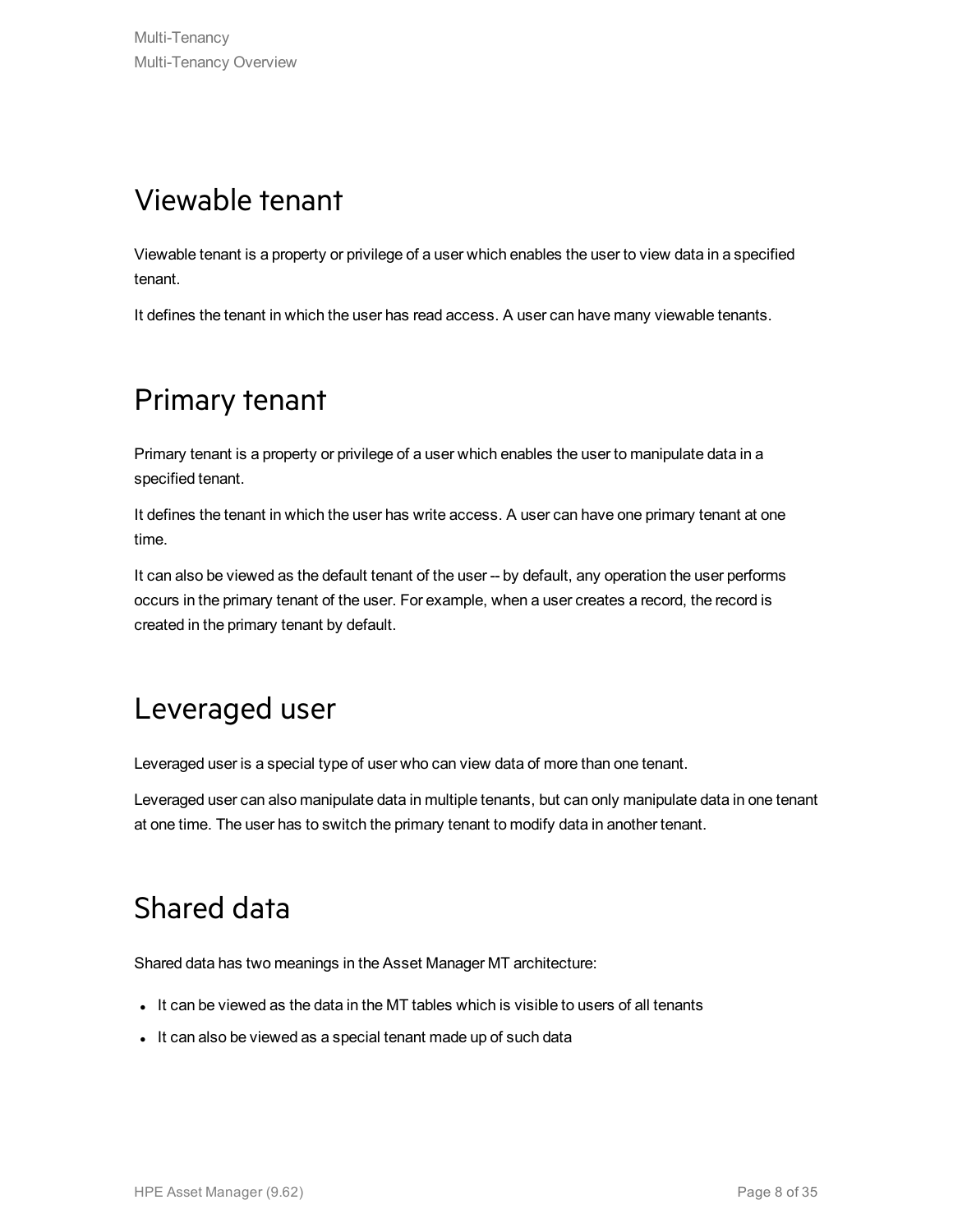## Viewable tenant

Viewable tenant is a property or privilege of a user which enables the user to view data in a specified tenant.

It defines the tenant in which the user has read access. A user can have many viewable tenants.

## Primary tenant

Primary tenant is a property or privilege of a user which enables the user to manipulate data in a specified tenant.

It defines the tenant in which the user has write access. A user can have one primary tenant at one time.

It can also be viewed as the default tenant of the user -- by default, any operation the user performs occurs in the primary tenant of the user. For example, when a user creates a record, the record is created in the primary tenant by default.

## Leveraged user

Leveraged user is a special type of user who can view data of more than one tenant.

Leveraged user can also manipulate data in multiple tenants, but can only manipulate data in one tenant at one time. The user has to switch the primary tenant to modify data in another tenant.

## Shared data

Shared data has two meanings in the Asset Manager MT architecture:

- It can be viewed as the data in the MT tables which is visible to users of all tenants
- It can also be viewed as a special tenant made up of such data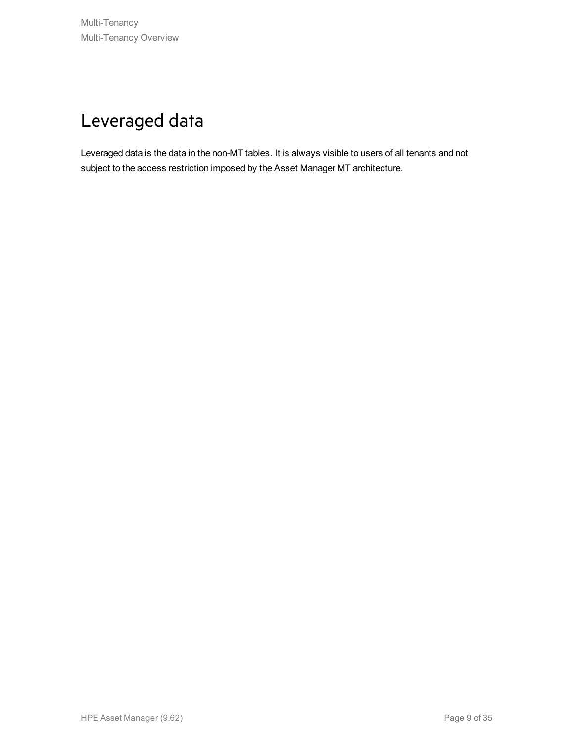# Leveraged data

Leveraged data is the data in the non-MT tables. It is always visible to users of all tenants and not subject to the access restriction imposed by the Asset Manager MT architecture.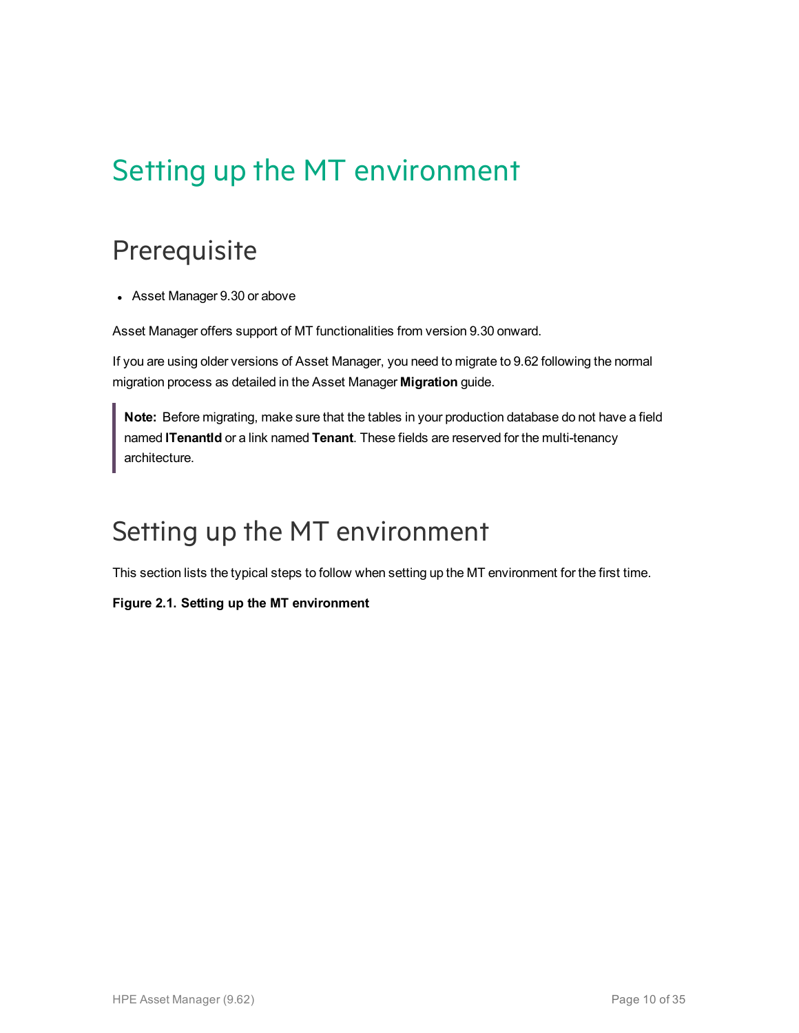# Setting up the MT environment

## Prerequisite

- Asset Manager 9.30 or above

Asset Manager offers support of MT functionalities from version 9.30 onward.

If you are using older versions of Asset Manager, you need to migrate to 9.62 following the normal migration process as detailed in the Asset Manager **Migration** guide.

> **Note:** Before migrating, make sure that the tables in your production database do not have a field named **ITenantId** or a link named **Tenant**. These fields are reserved for the multi-tenancy architecture.

## Setting up the MT environment

This section lists the typical steps to follow when setting up the MT environment for the first time.

**Figure 2.1. Setting up the MT environment**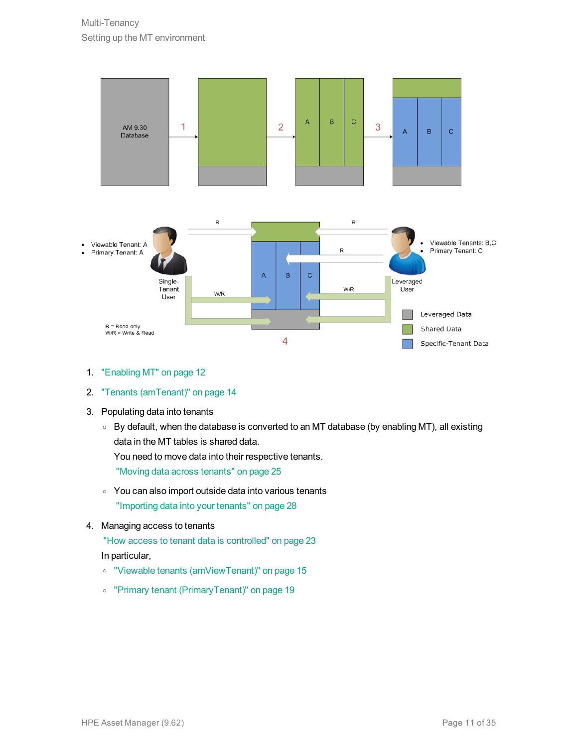1. "Enabling MT" on page 12
2. "Tenants (amTenant)" on page 14
3. Populating data into tenants
   - By default, when the database is converted to an MT database (by enabling MT), all existing data in the MT tables is shared data.
     You need to move data into their respective tenants.
     "Moving data across tenants" on page 25
   - You can also import outside data into various tenants
     "Importing data into your tenants" on page 28
4. Managing access to tenants
   "How access to tenant data is controlled" on page 23
   In particular,
   - "Viewable tenants (amViewTenant)" on page 15
   - "Primary tenant (PrimaryTenant)" on page 19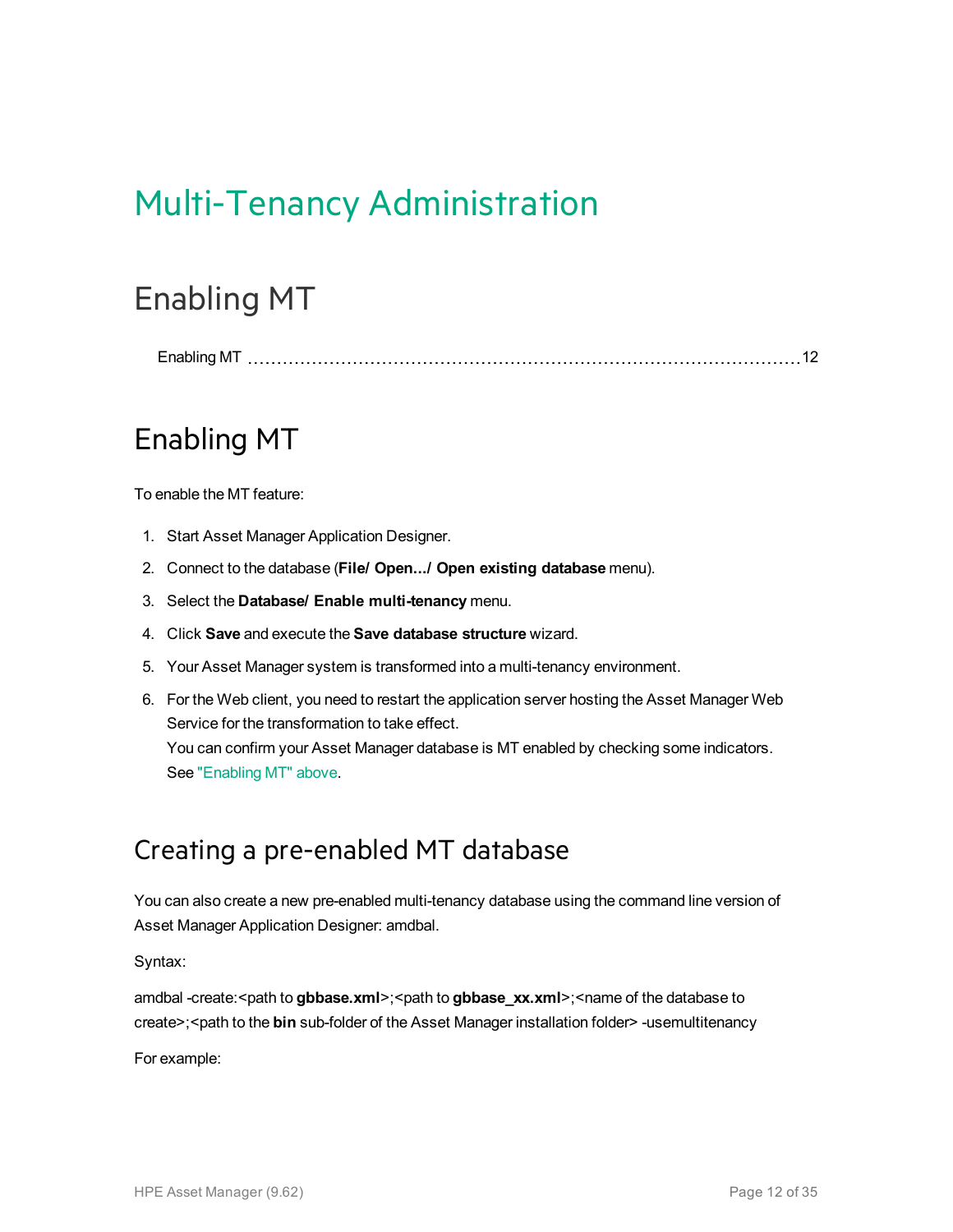# Multi-Tenancy Administration

## Enabling MT

Enabling MT ......................................................................................... 12

## Enabling MT

To enable the MT feature:

1. Start Asset Manager Application Designer.
2. Connect to the database (**File/ Open.../ Open existing database** menu).
3. Select the **Database/ Enable multi-tenancy** menu.
4. Click **Save** and execute the **Save database structure** wizard.
5. Your Asset Manager system is transformed into a multi-tenancy environment.
6. For the Web client, you need to restart the application server hosting the Asset Manager Web Service for the transformation to take effect.
   You can confirm your Asset Manager database is MT enabled by checking some indicators. See "Enabling MT" above.

### Creating a pre-enabled MT database

You can also create a new pre-enabled multi-tenancy database using the command line version of Asset Manager Application Designer: amdbal.

Syntax:

amdbal -create:<path to **gbbase.xml**>;<path to **gbbase_xx.xml**>;<name of the database to create>;<path to the **bin** sub-folder of the Asset Manager installation folder> -usemultitenancy

For example: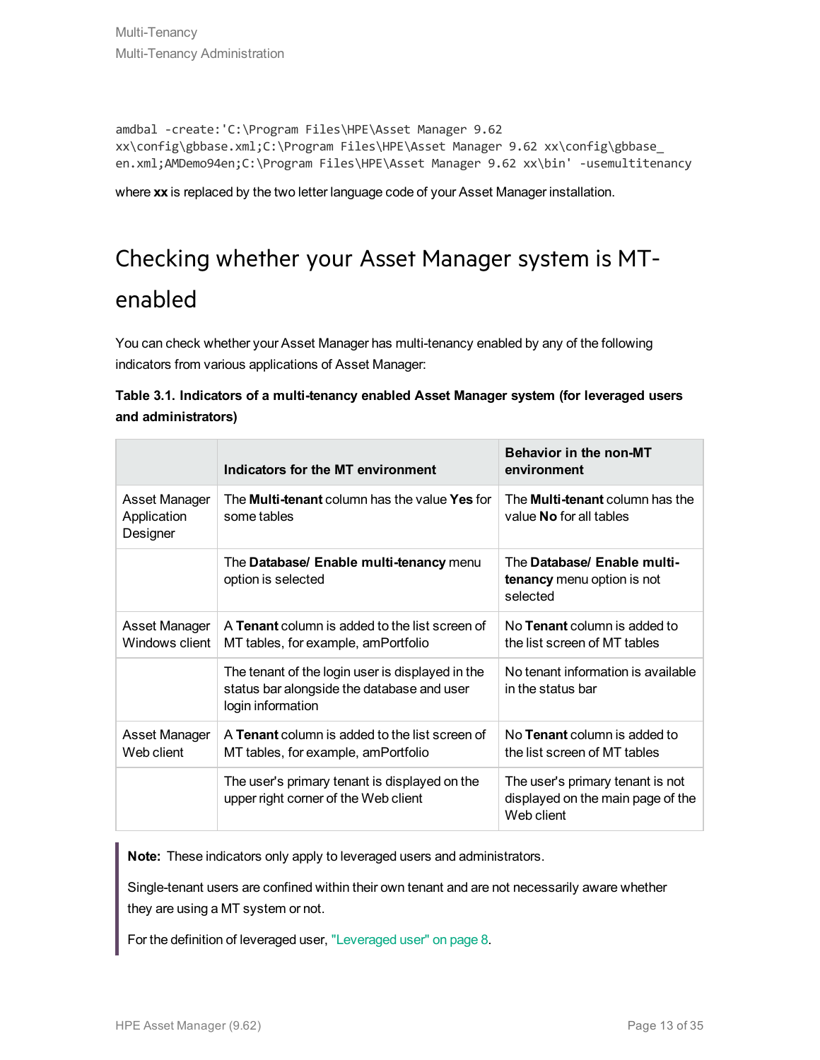```
amdbal -create:'C:\Program Files\HPE\Asset Manager 9.62
xx\config\gbbase.xml;C:\Program Files\HPE\Asset Manager 9.62 xx\config\gbbase_
en.xml;AMDemo94en;C:\Program Files\HPE\Asset Manager 9.62 xx\bin' -usemultitenancy
```

where **xx** is replaced by the two letter language code of your Asset Manager installation.

## Checking whether your Asset Manager system is MT-enabled

You can check whether your Asset Manager has multi-tenancy enabled by any of the following indicators from various applications of Asset Manager:

**Table 3.1. Indicators of a multi-tenancy enabled Asset Manager system (for leveraged users and administrators)**

| | Indicators for the MT environment | Behavior in the non-MT environment |
|---|---|---|
| Asset Manager Application Designer | The **Multi-tenant** column has the value **Yes** for some tables | The **Multi-tenant** column has the value **No** for all tables |
| | The **Database/ Enable multi-tenancy** menu option is selected | The **Database/ Enable multi-tenancy** menu option is not selected |
| Asset Manager Windows client | A **Tenant** column is added to the list screen of MT tables, for example, amPortfolio | No **Tenant** column is added to the list screen of MT tables |
| | The tenant of the login user is displayed in the status bar alongside the database and user login information | No tenant information is available in the status bar |
| Asset Manager Web client | A **Tenant** column is added to the list screen of MT tables, for example, amPortfolio | No **Tenant** column is added to the list screen of MT tables |
| | The user's primary tenant is displayed on the upper right corner of the Web client | The user's primary tenant is not displayed on the main page of the Web client |

> **Note:** These indicators only apply to leveraged users and administrators.
>
> Single-tenant users are confined within their own tenant and are not necessarily aware whether they are using a MT system or not.
>
> For the definition of leveraged user, "Leveraged user" on page 8.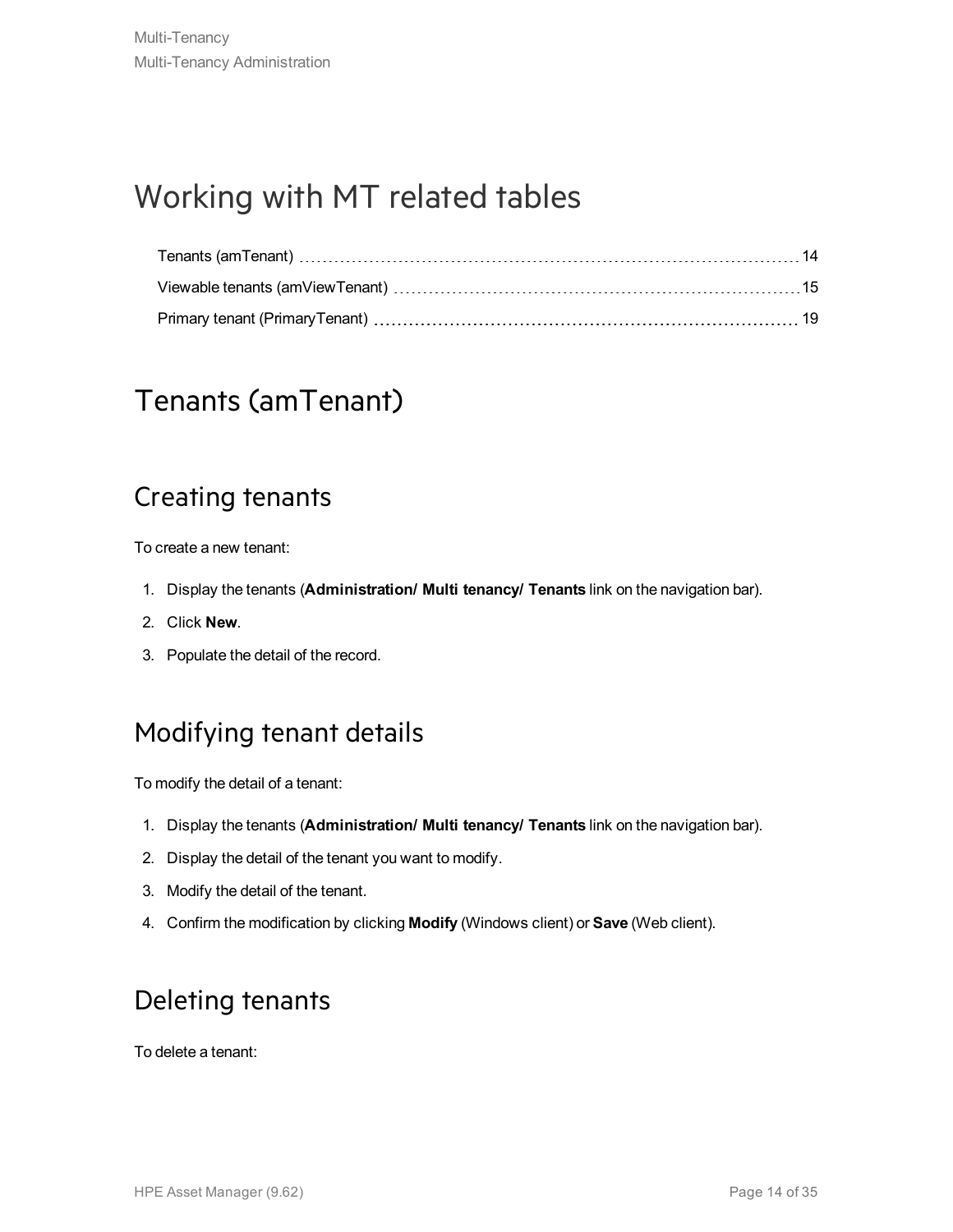# Working with MT related tables

Tenants (amTenant) 14

Viewable tenants (amViewTenant) 15

Primary tenant (PrimaryTenant) 19

## Tenants (amTenant)

### Creating tenants

To create a new tenant:

1. Display the tenants (**Administration/ Multi tenancy/ Tenants** link on the navigation bar).
2. Click **New**.
3. Populate the detail of the record.

### Modifying tenant details

To modify the detail of a tenant:

1. Display the tenants (**Administration/ Multi tenancy/ Tenants** link on the navigation bar).
2. Display the detail of the tenant you want to modify.
3. Modify the detail of the tenant.
4. Confirm the modification by clicking **Modify** (Windows client) or **Save** (Web client).

### Deleting tenants

To delete a tenant: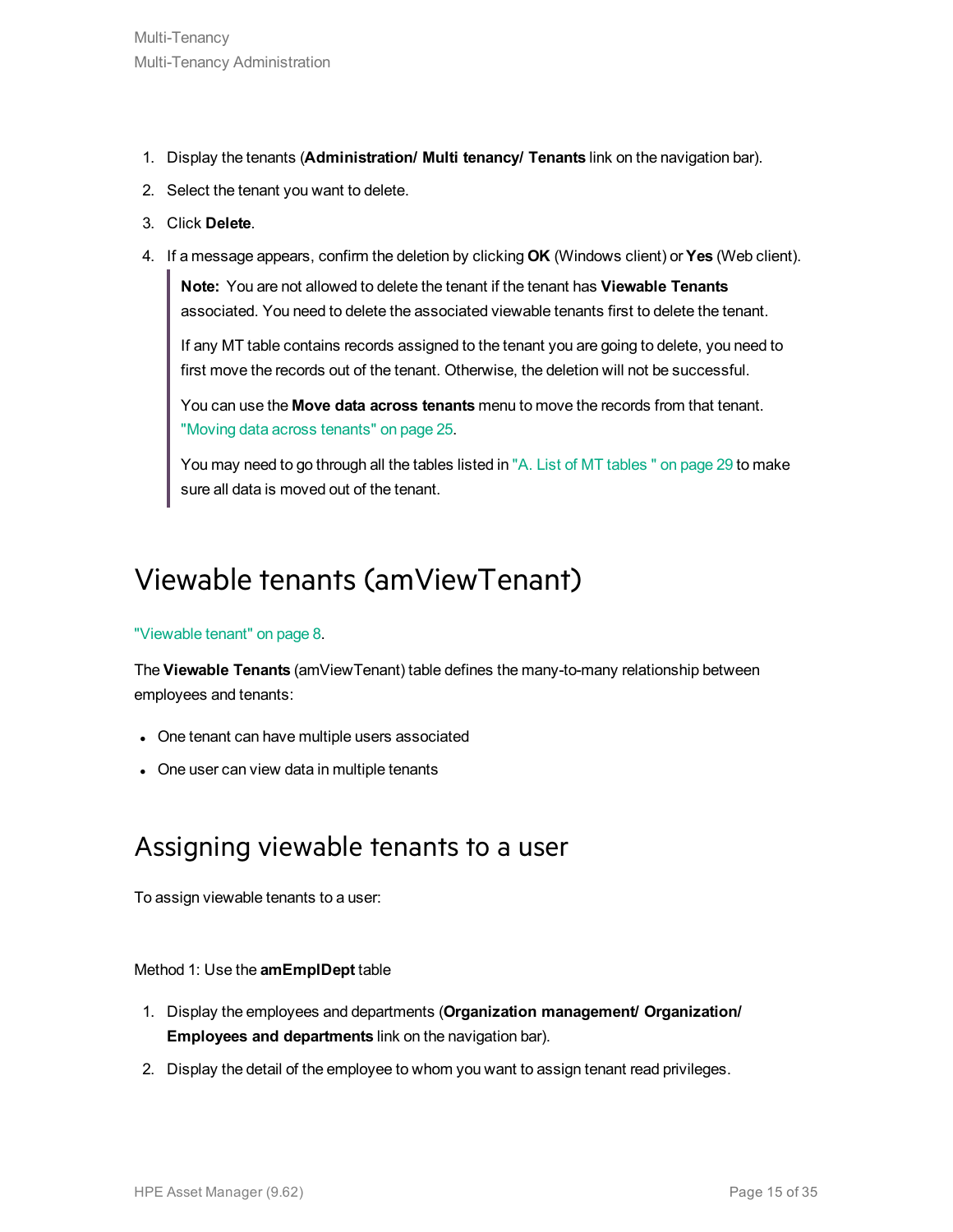1. Display the tenants (**Administration/ Multi tenancy/ Tenants** link on the navigation bar).
2. Select the tenant you want to delete.
3. Click **Delete**.
4. If a message appears, confirm the deletion by clicking **OK** (Windows client) or **Yes** (Web client).

   > **Note:** You are not allowed to delete the tenant if the tenant has **Viewable Tenants** associated. You need to delete the associated viewable tenants first to delete the tenant.
   >
   > If any MT table contains records assigned to the tenant you are going to delete, you need to first move the records out of the tenant. Otherwise, the deletion will not be successful.
   >
   > You can use the **Move data across tenants** menu to move the records from that tenant. "Moving data across tenants" on page 25.
   >
   > You may need to go through all the tables listed in "A. List of MT tables " on page 29 to make sure all data is moved out of the tenant.

## Viewable tenants (amViewTenant)

"Viewable tenant" on page 8.

The **Viewable Tenants** (amViewTenant) table defines the many-to-many relationship between employees and tenants:

- One tenant can have multiple users associated
- One user can view data in multiple tenants

## Assigning viewable tenants to a user

To assign viewable tenants to a user:

Method 1: Use the **amEmplDept** table

1. Display the employees and departments (**Organization management/ Organization/ Employees and departments** link on the navigation bar).
2. Display the detail of the employee to whom you want to assign tenant read privileges.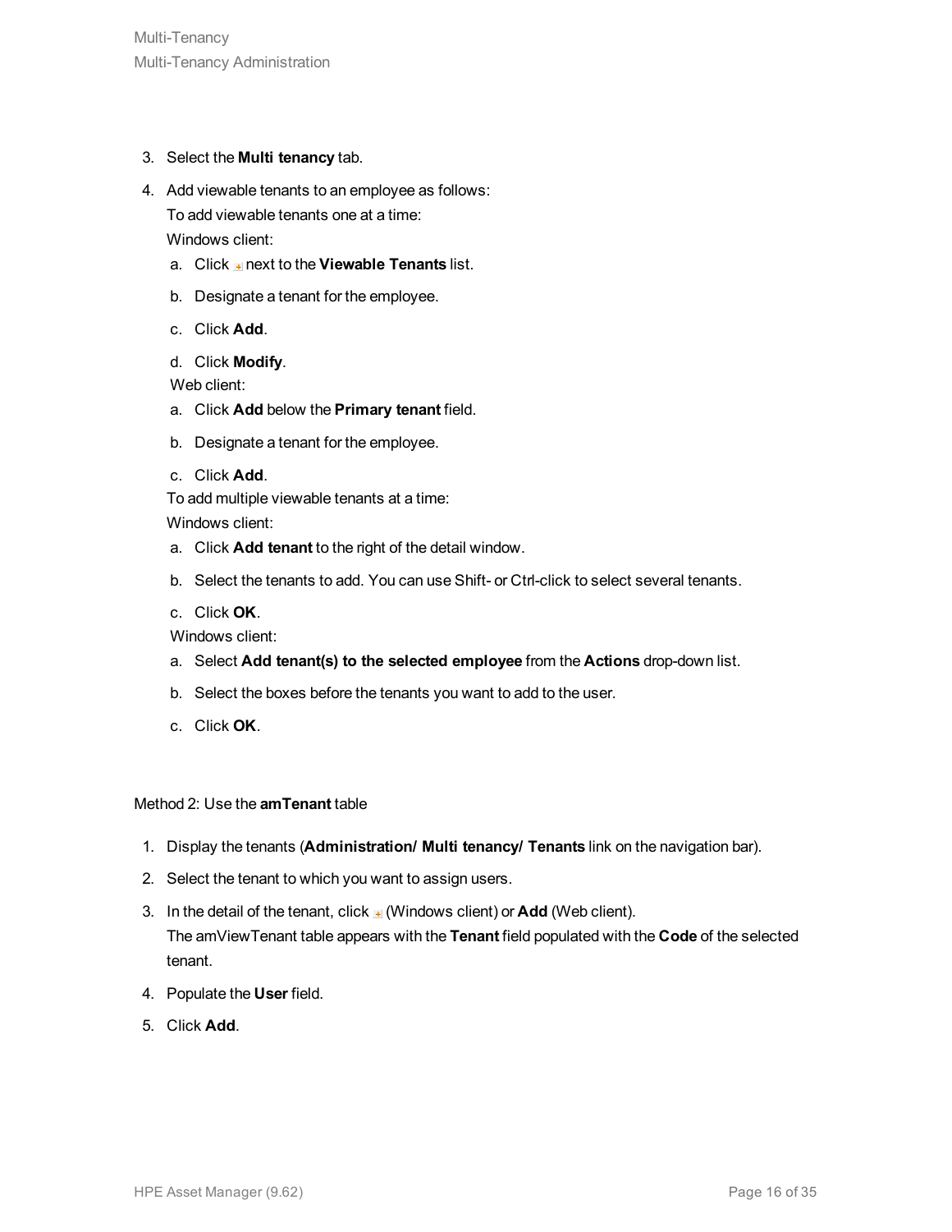3. Select the **Multi tenancy** tab.
4. Add viewable tenants to an employee as follows:

   To add viewable tenants one at a time:

   Windows client:

   a. Click next to the **Viewable Tenants** list.

   b. Designate a tenant for the employee.

   c. Click **Add**.

   d. Click **Modify**.

   Web client:

   a. Click **Add** below the **Primary tenant** field.

   b. Designate a tenant for the employee.

   c. Click **Add**.

   To add multiple viewable tenants at a time:

   Windows client:

   a. Click **Add tenant** to the right of the detail window.

   b. Select the tenants to add. You can use Shift- or Ctrl-click to select several tenants.

   c. Click **OK**.

   Windows client:

   a. Select **Add tenant(s) to the selected employee** from the **Actions** drop-down list.

   b. Select the boxes before the tenants you want to add to the user.

   c. Click **OK**.

Method 2: Use the **amTenant** table

1. Display the tenants (**Administration/ Multi tenancy/ Tenants** link on the navigation bar).
2. Select the tenant to which you want to assign users.
3. In the detail of the tenant, click (Windows client) or **Add** (Web client).

   The amViewTenant table appears with the **Tenant** field populated with the **Code** of the selected tenant.
4. Populate the **User** field.
5. Click **Add**.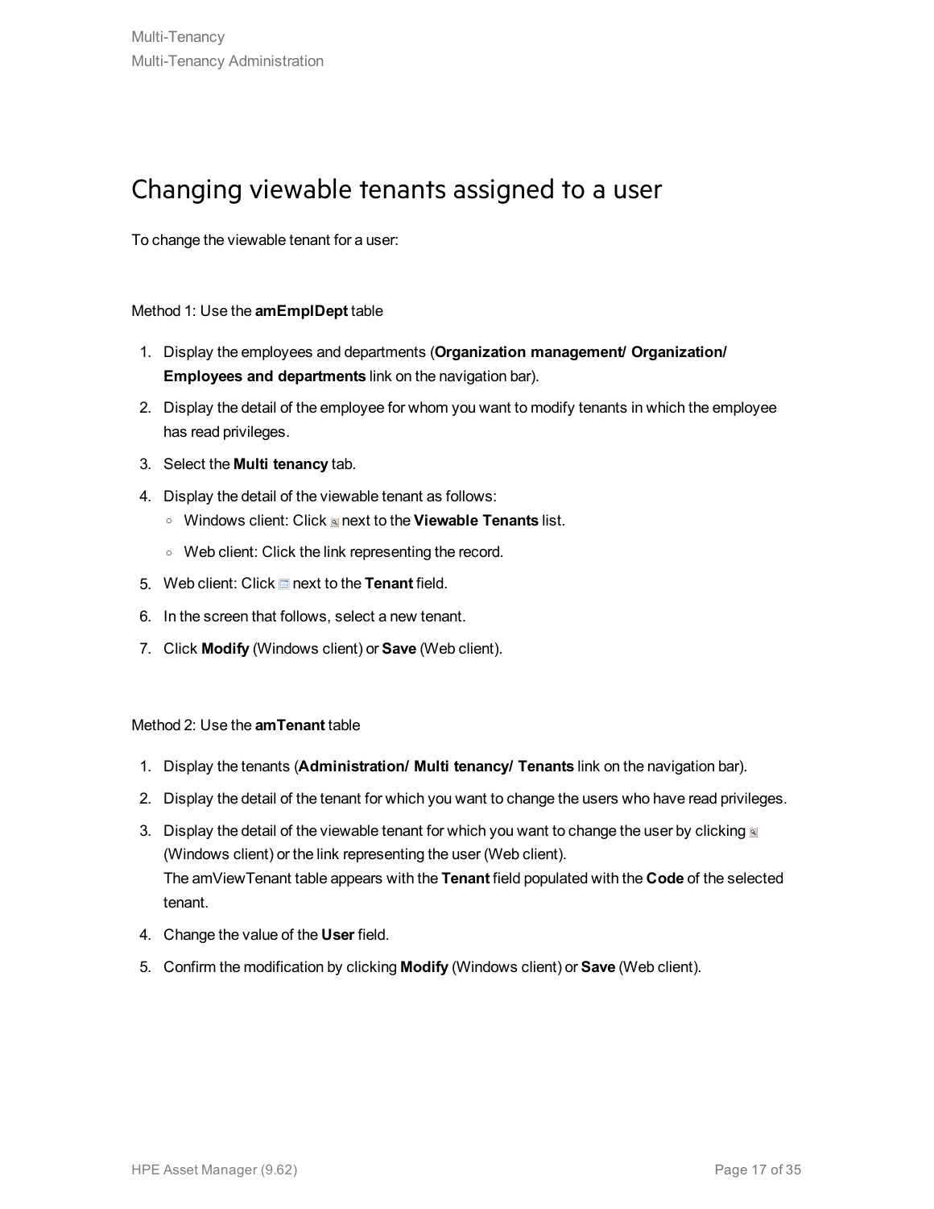## Changing viewable tenants assigned to a user

To change the viewable tenant for a user:

Method 1: Use the **amEmplDept** table

1. Display the employees and departments (**Organization management/ Organization/ Employees and departments** link on the navigation bar).
2. Display the detail of the employee for whom you want to modify tenants in which the employee has read privileges.
3. Select the **Multi tenancy** tab.
4. Display the detail of the viewable tenant as follows:
   - Windows client: Click next to the **Viewable Tenants** list.
   - Web client: Click the link representing the record.
5. Web client: Click next to the **Tenant** field.
6. In the screen that follows, select a new tenant.
7. Click **Modify** (Windows client) or **Save** (Web client).

Method 2: Use the **amTenant** table

1. Display the tenants (**Administration/ Multi tenancy/ Tenants** link on the navigation bar).
2. Display the detail of the tenant for which you want to change the users who have read privileges.
3. Display the detail of the viewable tenant for which you want to change the user by clicking (Windows client) or the link representing the user (Web client).
   The amViewTenant table appears with the **Tenant** field populated with the **Code** of the selected tenant.
4. Change the value of the **User** field.
5. Confirm the modification by clicking **Modify** (Windows client) or **Save** (Web client).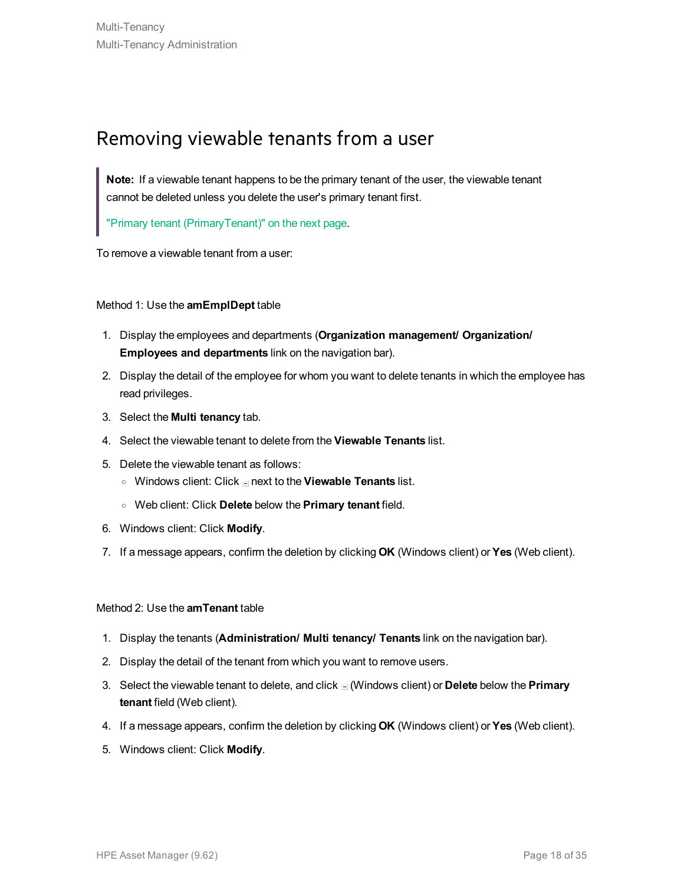## Removing viewable tenants from a user

> **Note:** If a viewable tenant happens to be the primary tenant of the user, the viewable tenant cannot be deleted unless you delete the user's primary tenant first.
>
> "Primary tenant (PrimaryTenant)" on the next page.

To remove a viewable tenant from a user:

Method 1: Use the **amEmplDept** table

1. Display the employees and departments (**Organization management/ Organization/ Employees and departments** link on the navigation bar).
2. Display the detail of the employee for whom you want to delete tenants in which the employee has read privileges.
3. Select the **Multi tenancy** tab.
4. Select the viewable tenant to delete from the **Viewable Tenants** list.
5. Delete the viewable tenant as follows:
   - Windows client: Click next to the **Viewable Tenants** list.
   - Web client: Click **Delete** below the **Primary tenant** field.
6. Windows client: Click **Modify**.
7. If a message appears, confirm the deletion by clicking **OK** (Windows client) or **Yes** (Web client).

Method 2: Use the **amTenant** table

1. Display the tenants (**Administration/ Multi tenancy/ Tenants** link on the navigation bar).
2. Display the detail of the tenant from which you want to remove users.
3. Select the viewable tenant to delete, and click (Windows client) or **Delete** below the **Primary tenant** field (Web client).
4. If a message appears, confirm the deletion by clicking **OK** (Windows client) or **Yes** (Web client).
5. Windows client: Click **Modify**.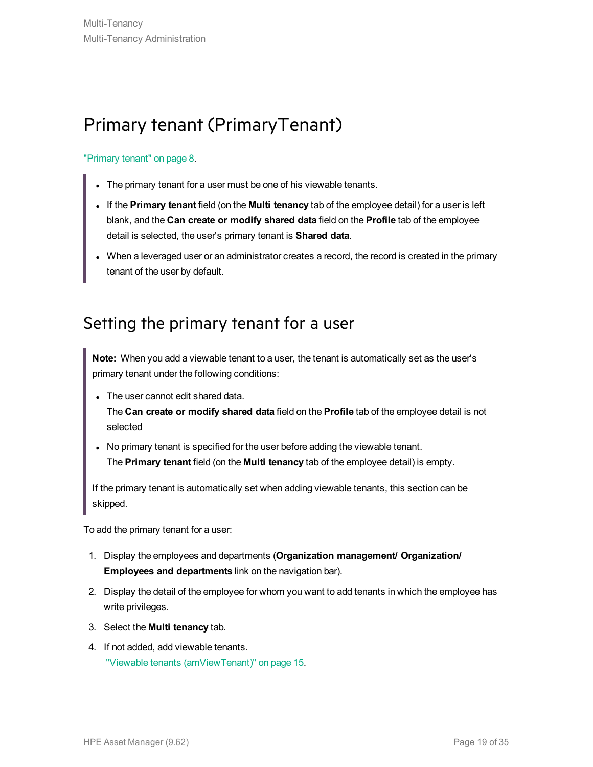# Primary tenant (PrimaryTenant)

"Primary tenant" on page 8.

> - The primary tenant for a user must be one of his viewable tenants.
> - If the **Primary tenant** field (on the **Multi tenancy** tab of the employee detail) for a user is left blank, and the **Can create or modify shared data** field on the **Profile** tab of the employee detail is selected, the user's primary tenant is **Shared data**.
> - When a leveraged user or an administrator creates a record, the record is created in the primary tenant of the user by default.

## Setting the primary tenant for a user

> **Note:** When you add a viewable tenant to a user, the tenant is automatically set as the user's primary tenant under the following conditions:
>
> - The user cannot edit shared data.
>   The **Can create or modify shared data** field on the **Profile** tab of the employee detail is not selected
> - No primary tenant is specified for the user before adding the viewable tenant.
>   The **Primary tenant** field (on the **Multi tenancy** tab of the employee detail) is empty.
>
> If the primary tenant is automatically set when adding viewable tenants, this section can be skipped.

To add the primary tenant for a user:

1. Display the employees and departments (**Organization management/ Organization/ Employees and departments** link on the navigation bar).
2. Display the detail of the employee for whom you want to add tenants in which the employee has write privileges.
3. Select the **Multi tenancy** tab.
4. If not added, add viewable tenants.
   "Viewable tenants (amViewTenant)" on page 15.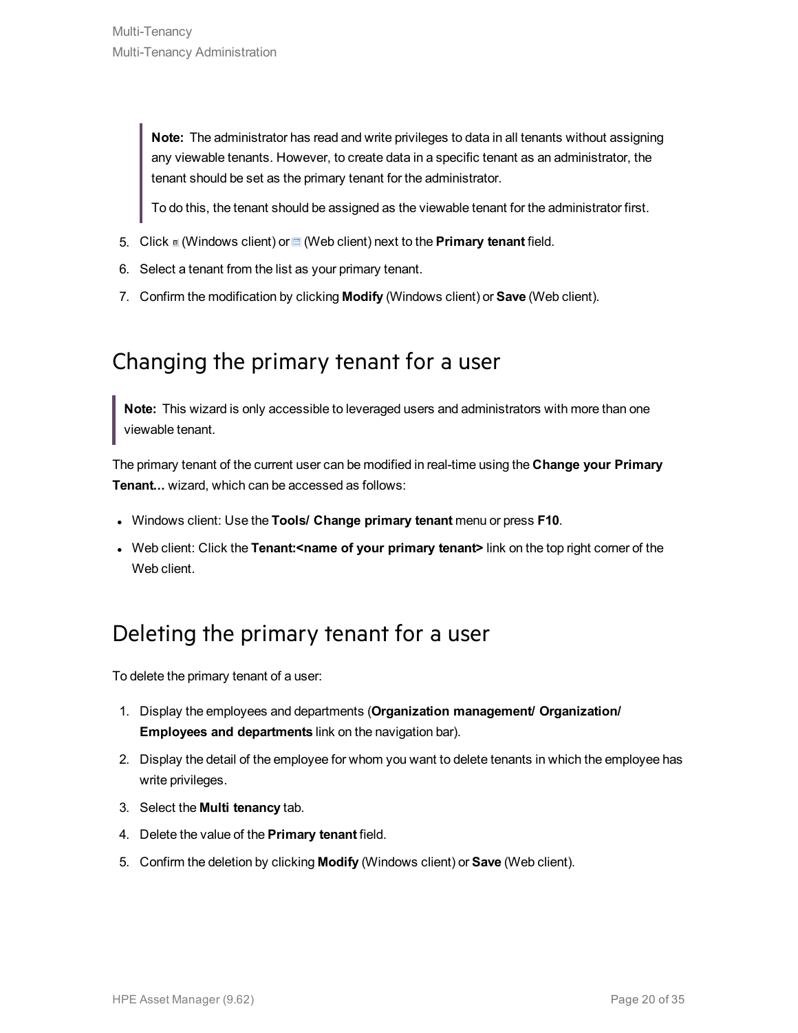> **Note:** The administrator has read and write privileges to data in all tenants without assigning any viewable tenants. However, to create data in a specific tenant as an administrator, the tenant should be set as the primary tenant for the administrator.
>
> To do this, the tenant should be assigned as the viewable tenant for the administrator first.

5. Click (Windows client) or (Web client) next to the **Primary tenant** field.
6. Select a tenant from the list as your primary tenant.
7. Confirm the modification by clicking **Modify** (Windows client) or **Save** (Web client).

## Changing the primary tenant for a user

> **Note:** This wizard is only accessible to leveraged users and administrators with more than one viewable tenant.

The primary tenant of the current user can be modified in real-time using the **Change your Primary Tenant...** wizard, which can be accessed as follows:

- Windows client: Use the **Tools/ Change primary tenant** menu or press **F10**.
- Web client: Click the **Tenant:<name of your primary tenant>** link on the top right corner of the Web client.

## Deleting the primary tenant for a user

To delete the primary tenant of a user:

1. Display the employees and departments (**Organization management/ Organization/ Employees and departments** link on the navigation bar).
2. Display the detail of the employee for whom you want to delete tenants in which the employee has write privileges.
3. Select the **Multi tenancy** tab.
4. Delete the value of the **Primary tenant** field.
5. Confirm the deletion by clicking **Modify** (Windows client) or **Save** (Web client).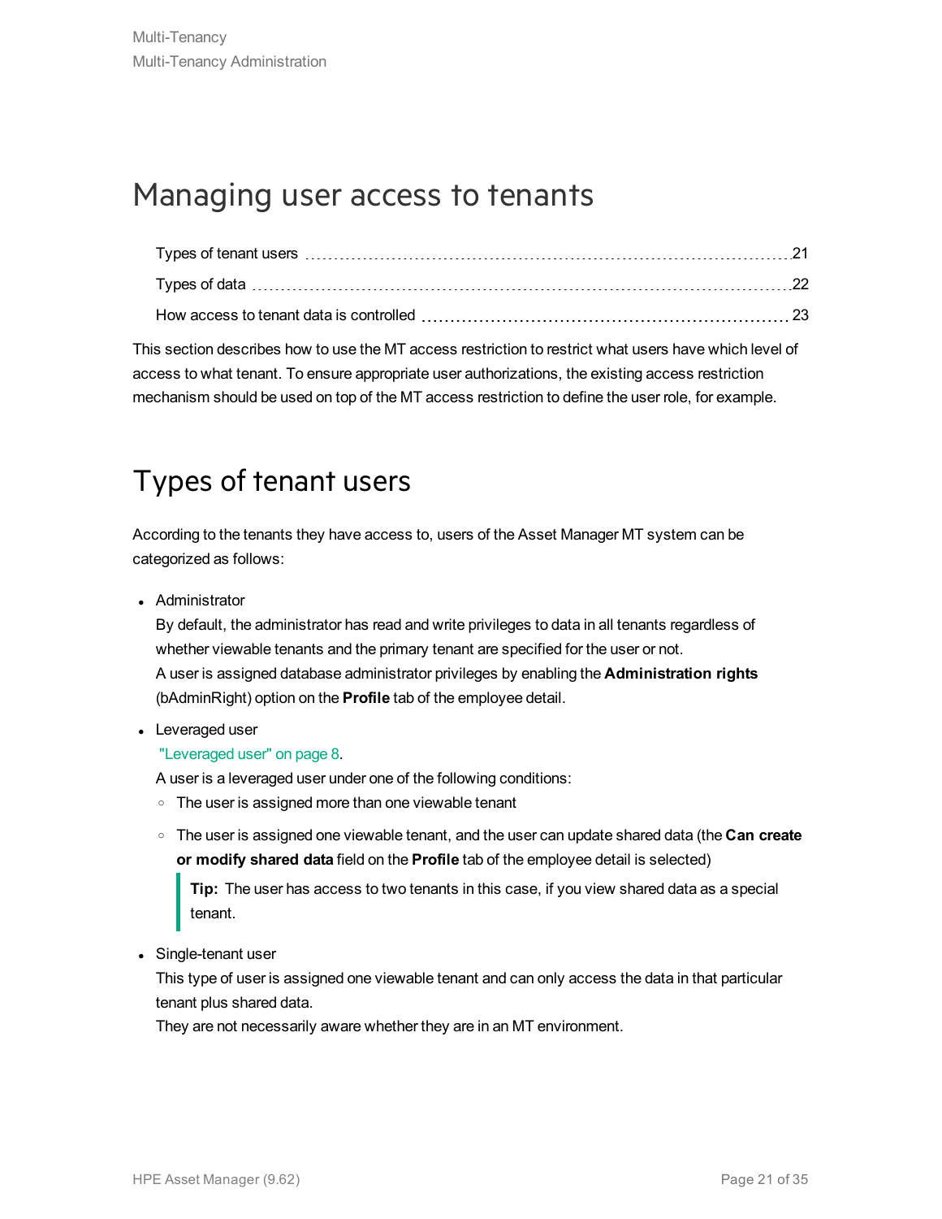# Managing user access to tenants

Types of tenant users ........ 21

Types of data ........ 22

How access to tenant data is controlled ........ 23

This section describes how to use the MT access restriction to restrict what users have which level of access to what tenant. To ensure appropriate user authorizations, the existing access restriction mechanism should be used on top of the MT access restriction to define the user role, for example.

## Types of tenant users

According to the tenants they have access to, users of the Asset Manager MT system can be categorized as follows:

- Administrator

  By default, the administrator has read and write privileges to data in all tenants regardless of whether viewable tenants and the primary tenant are specified for the user or not.
  A user is assigned database administrator privileges by enabling the **Administration rights** (bAdminRight) option on the **Profile** tab of the employee detail.

- Leveraged user

  "Leveraged user" on page 8.

  A user is a leveraged user under one of the following conditions:

  - The user is assigned more than one viewable tenant
  - The user is assigned one viewable tenant, and the user can update shared data (the **Can create or modify shared data** field on the **Profile** tab of the employee detail is selected)

    > **Tip:** The user has access to two tenants in this case, if you view shared data as a special tenant.

- Single-tenant user

  This type of user is assigned one viewable tenant and can only access the data in that particular tenant plus shared data.
  They are not necessarily aware whether they are in an MT environment.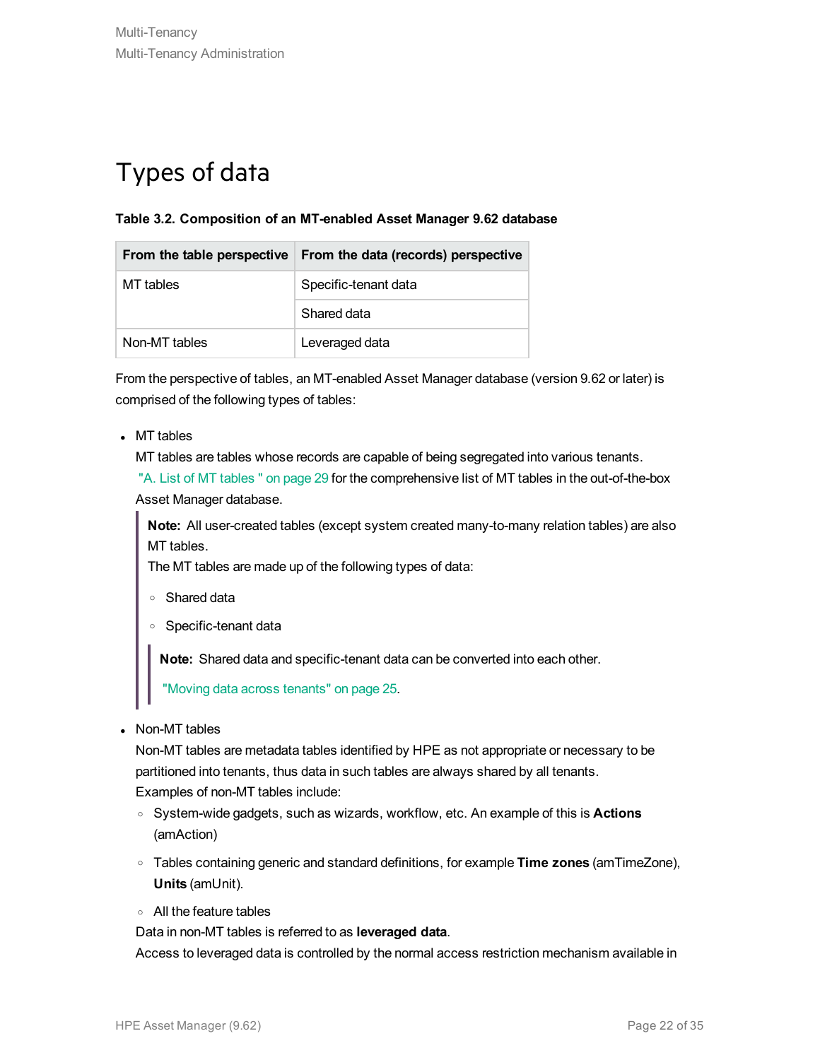# Types of data

**Table 3.2. Composition of an MT-enabled Asset Manager 9.62 database**

| From the table perspective | From the data (records) perspective |
|---|---|
| MT tables | Specific-tenant data |
| | Shared data |
| Non-MT tables | Leveraged data |

From the perspective of tables, an MT-enabled Asset Manager database (version 9.62 or later) is comprised of the following types of tables:

- MT tables
  MT tables are tables whose records are capable of being segregated into various tenants. "A. List of MT tables " on page 29 for the comprehensive list of MT tables in the out-of-the-box Asset Manager database.

  > **Note:** All user-created tables (except system created many-to-many relation tables) are also MT tables.
  > The MT tables are made up of the following types of data:
  >
  > - Shared data
  > - Specific-tenant data
  >
  > > **Note:** Shared data and specific-tenant data can be converted into each other.
  > >
  > > "Moving data across tenants" on page 25.

- Non-MT tables
  Non-MT tables are metadata tables identified by HPE as not appropriate or necessary to be partitioned into tenants, thus data in such tables are always shared by all tenants.
  Examples of non-MT tables include:
  - System-wide gadgets, such as wizards, workflow, etc. An example of this is **Actions** (amAction)
  - Tables containing generic and standard definitions, for example **Time zones** (amTimeZone), **Units** (amUnit).
  - All the feature tables

  Data in non-MT tables is referred to as **leveraged data**.
  Access to leveraged data is controlled by the normal access restriction mechanism available in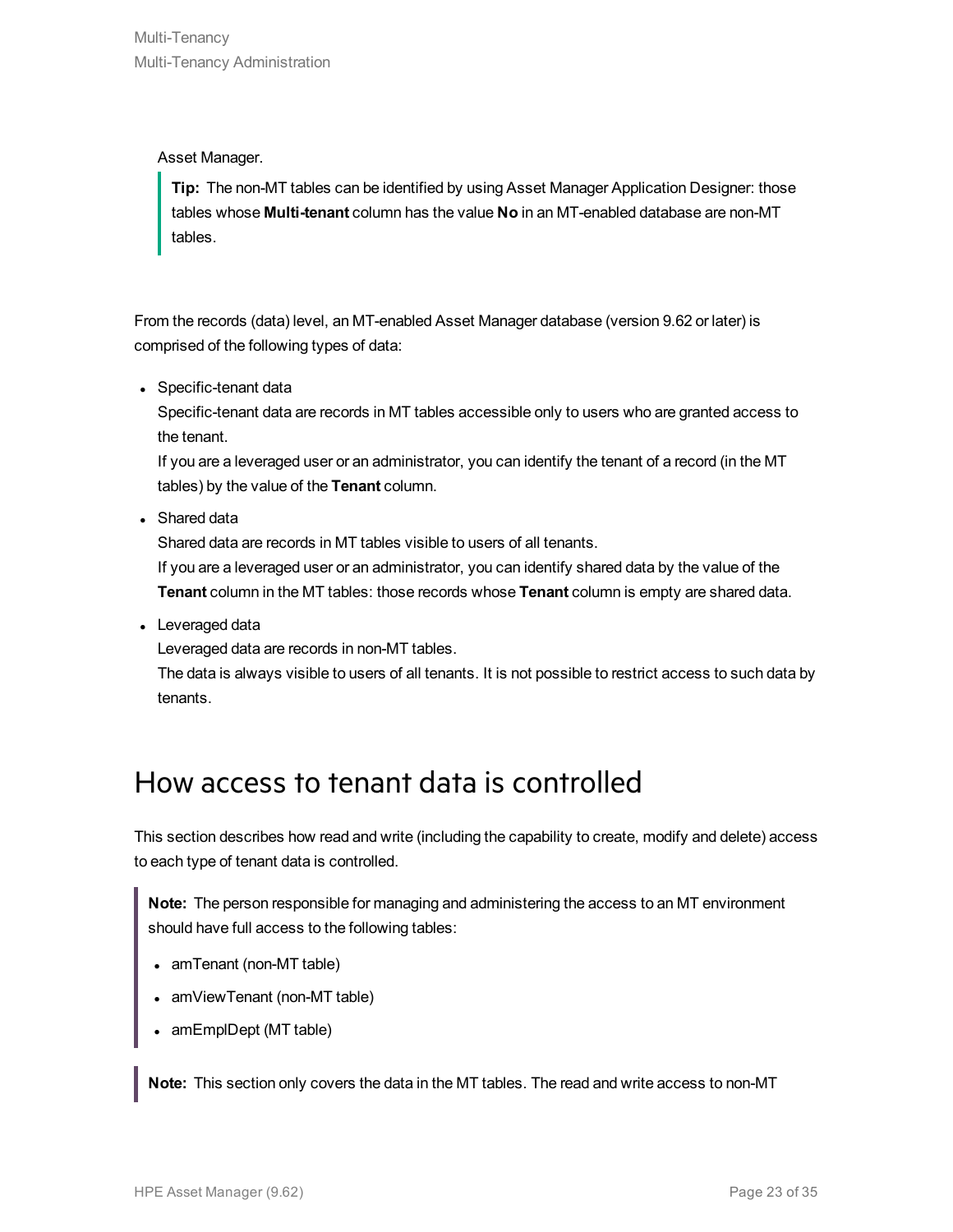Asset Manager.

> **Tip:** The non-MT tables can be identified by using Asset Manager Application Designer: those tables whose **Multi-tenant** column has the value **No** in an MT-enabled database are non-MT tables.

From the records (data) level, an MT-enabled Asset Manager database (version 9.62 or later) is comprised of the following types of data:

- Specific-tenant data
  Specific-tenant data are records in MT tables accessible only to users who are granted access to the tenant.
  If you are a leveraged user or an administrator, you can identify the tenant of a record (in the MT tables) by the value of the **Tenant** column.
- Shared data
  Shared data are records in MT tables visible to users of all tenants.
  If you are a leveraged user or an administrator, you can identify shared data by the value of the **Tenant** column in the MT tables: those records whose **Tenant** column is empty are shared data.
- Leveraged data
  Leveraged data are records in non-MT tables.
  The data is always visible to users of all tenants. It is not possible to restrict access to such data by tenants.

## How access to tenant data is controlled

This section describes how read and write (including the capability to create, modify and delete) access to each type of tenant data is controlled.

> **Note:** The person responsible for managing and administering the access to an MT environment should have full access to the following tables:
>
> - amTenant (non-MT table)
> - amViewTenant (non-MT table)
> - amEmplDept (MT table)

> **Note:** This section only covers the data in the MT tables. The read and write access to non-MT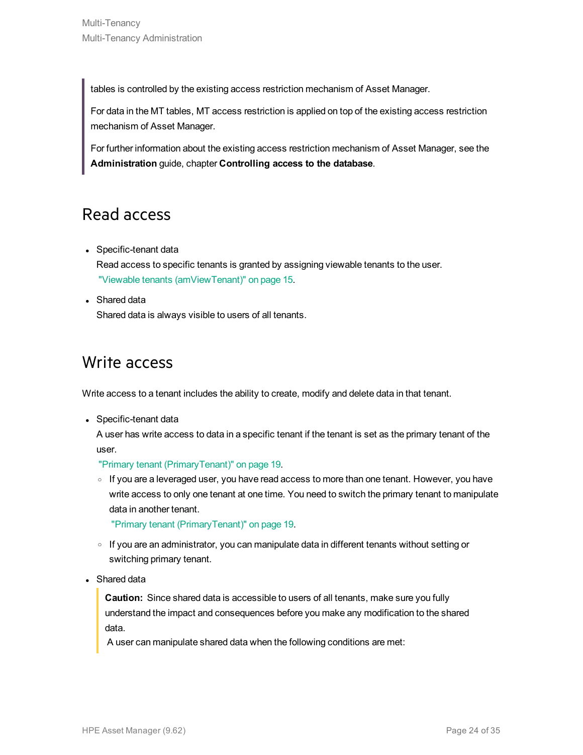> tables is controlled by the existing access restriction mechanism of Asset Manager.
>
> For data in the MT tables, MT access restriction is applied on top of the existing access restriction mechanism of Asset Manager.
>
> For further information about the existing access restriction mechanism of Asset Manager, see the **Administration** guide, chapter **Controlling access to the database**.

## Read access

- Specific-tenant data
  Read access to specific tenants is granted by assigning viewable tenants to the user.
  "Viewable tenants (amViewTenant)" on page 15.
- Shared data
  Shared data is always visible to users of all tenants.

## Write access

Write access to a tenant includes the ability to create, modify and delete data in that tenant.

- Specific-tenant data
  A user has write access to data in a specific tenant if the tenant is set as the primary tenant of the user.
  "Primary tenant (PrimaryTenant)" on page 19.
  - If you are a leveraged user, you have read access to more than one tenant. However, you have write access to only one tenant at one time. You need to switch the primary tenant to manipulate data in another tenant.
    "Primary tenant (PrimaryTenant)" on page 19.
  - If you are an administrator, you can manipulate data in different tenants without setting or switching primary tenant.
- Shared data

  > **Caution:** Since shared data is accessible to users of all tenants, make sure you fully understand the impact and consequences before you make any modification to the shared data.
  > A user can manipulate shared data when the following conditions are met: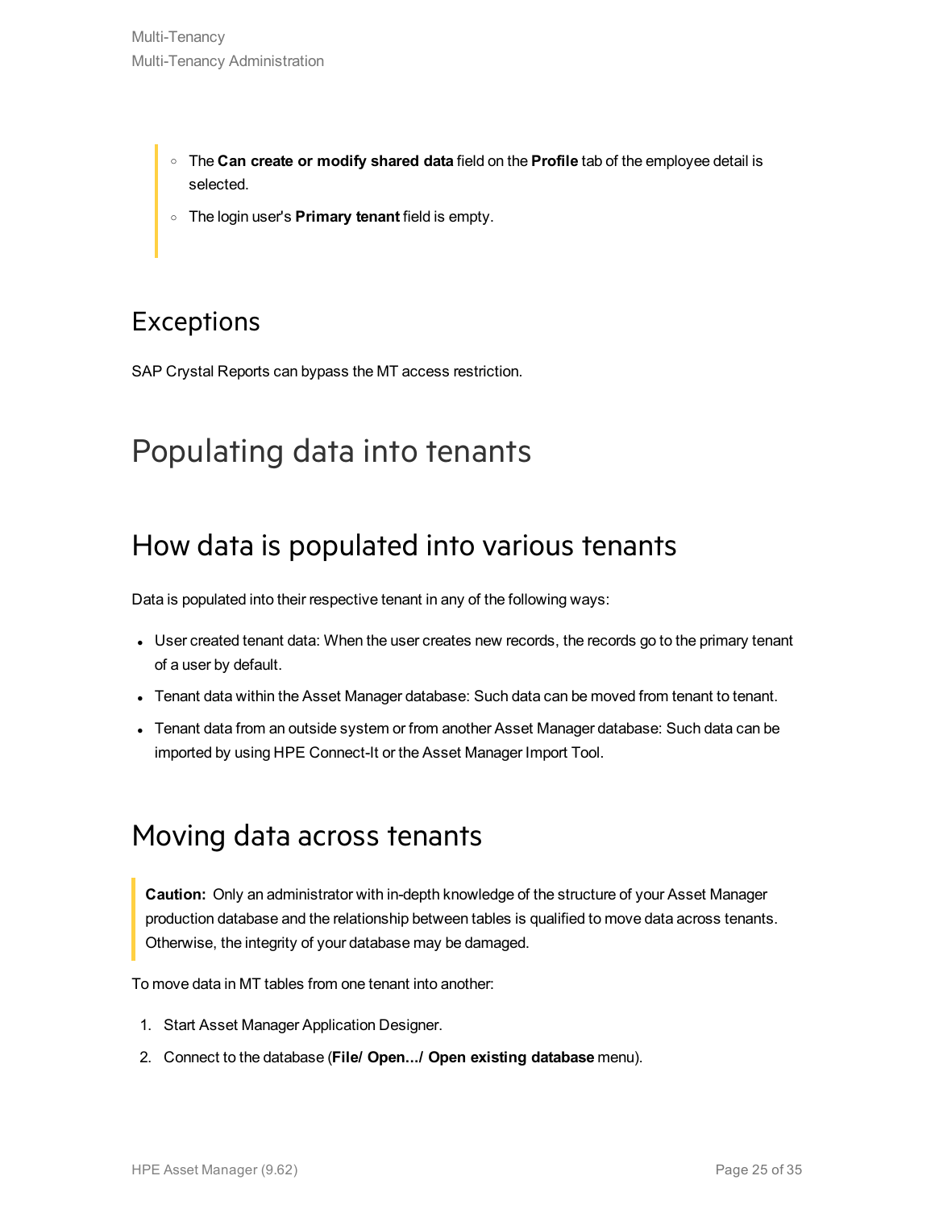- The **Can create or modify shared data** field on the **Profile** tab of the employee detail is selected.
- The login user's **Primary tenant** field is empty.

## Exceptions

SAP Crystal Reports can bypass the MT access restriction.

# Populating data into tenants

## How data is populated into various tenants

Data is populated into their respective tenant in any of the following ways:

- User created tenant data: When the user creates new records, the records go to the primary tenant of a user by default.
- Tenant data within the Asset Manager database: Such data can be moved from tenant to tenant.
- Tenant data from an outside system or from another Asset Manager database: Such data can be imported by using HPE Connect-It or the Asset Manager Import Tool.

## Moving data across tenants

> **Caution:** Only an administrator with in-depth knowledge of the structure of your Asset Manager production database and the relationship between tables is qualified to move data across tenants. Otherwise, the integrity of your database may be damaged.

To move data in MT tables from one tenant into another:

1. Start Asset Manager Application Designer.
2. Connect to the database (**File/ Open.../ Open existing database** menu).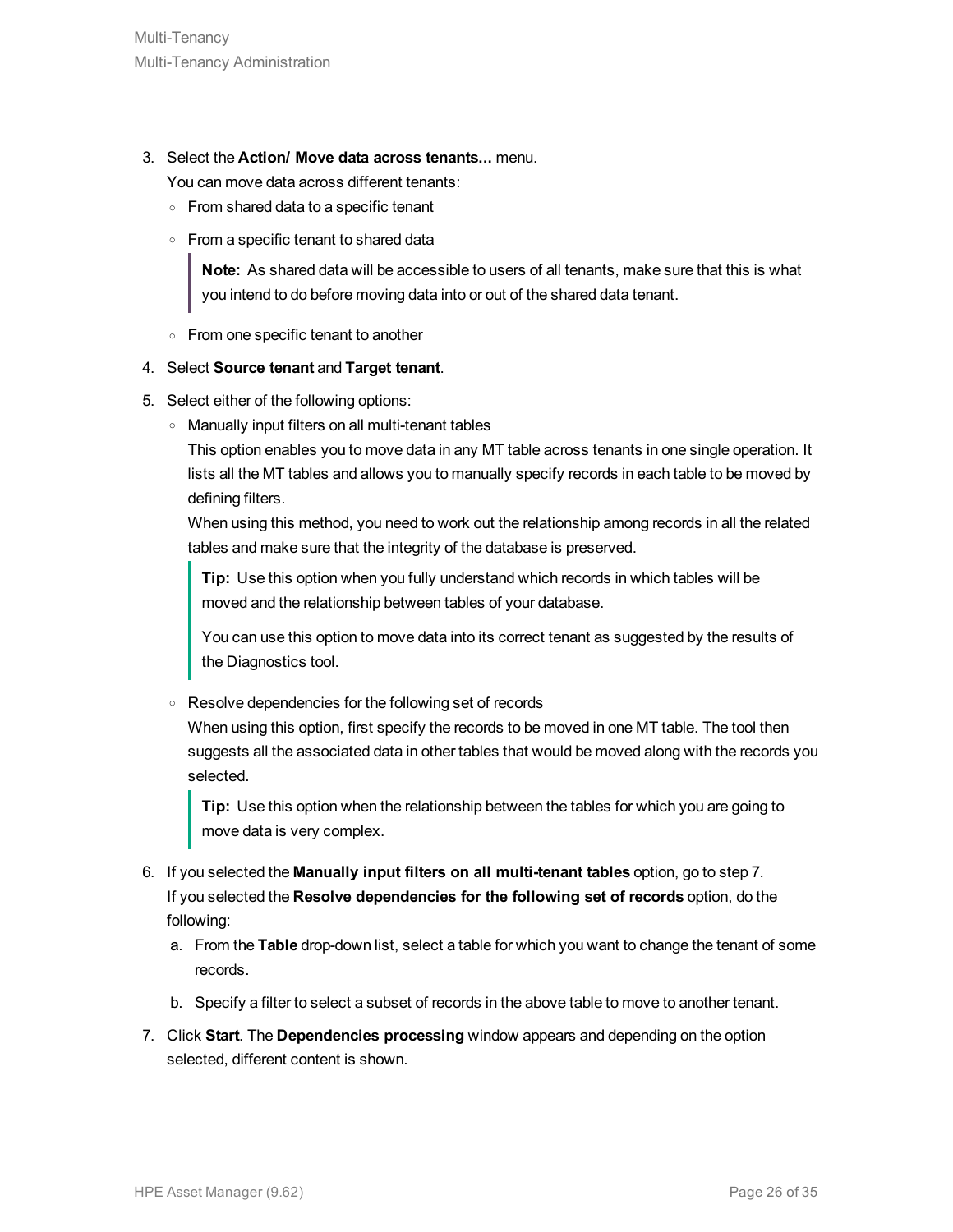3. Select the **Action/ Move data across tenants...** menu.

   You can move data across different tenants:

   - From shared data to a specific tenant
   - From a specific tenant to shared data

     > **Note:** As shared data will be accessible to users of all tenants, make sure that this is what you intend to do before moving data into or out of the shared data tenant.

   - From one specific tenant to another

4. Select **Source tenant** and **Target tenant**.

5. Select either of the following options:

   - Manually input filters on all multi-tenant tables

     This option enables you to move data in any MT table across tenants in one single operation. It lists all the MT tables and allows you to manually specify records in each table to be moved by defining filters.

     When using this method, you need to work out the relationship among records in all the related tables and make sure that the integrity of the database is preserved.

     > **Tip:** Use this option when you fully understand which records in which tables will be moved and the relationship between tables of your database.
     >
     > You can use this option to move data into its correct tenant as suggested by the results of the Diagnostics tool.

   - Resolve dependencies for the following set of records

     When using this option, first specify the records to be moved in one MT table. The tool then suggests all the associated data in other tables that would be moved along with the records you selected.

     > **Tip:** Use this option when the relationship between the tables for which you are going to move data is very complex.

6. If you selected the **Manually input filters on all multi-tenant tables** option, go to step 7.

   If you selected the **Resolve dependencies for the following set of records** option, do the following:

   a. From the **Table** drop-down list, select a table for which you want to change the tenant of some records.

   b. Specify a filter to select a subset of records in the above table to move to another tenant.

7. Click **Start**. The **Dependencies processing** window appears and depending on the option selected, different content is shown.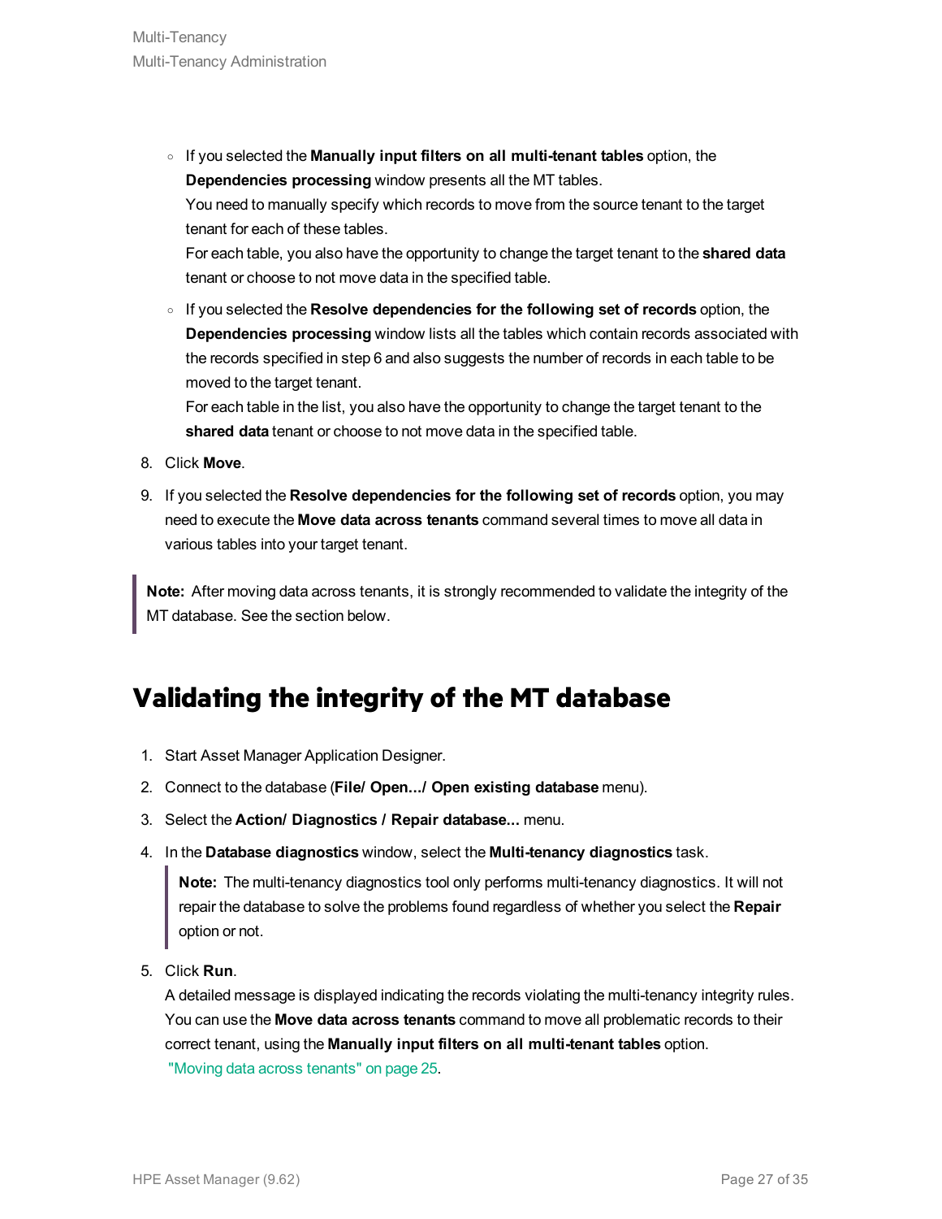- If you selected the **Manually input filters on all multi-tenant tables** option, the **Dependencies processing** window presents all the MT tables.
  You need to manually specify which records to move from the source tenant to the target tenant for each of these tables.
  For each table, you also have the opportunity to change the target tenant to the **shared data** tenant or choose to not move data in the specified table.
- If you selected the **Resolve dependencies for the following set of records** option, the **Dependencies processing** window lists all the tables which contain records associated with the records specified in step 6 and also suggests the number of records in each table to be moved to the target tenant.
  For each table in the list, you also have the opportunity to change the target tenant to the **shared data** tenant or choose to not move data in the specified table.

8. Click **Move**.
9. If you selected the **Resolve dependencies for the following set of records** option, you may need to execute the **Move data across tenants** command several times to move all data in various tables into your target tenant.

> **Note:** After moving data across tenants, it is strongly recommended to validate the integrity of the MT database. See the section below.

## Validating the integrity of the MT database

1. Start Asset Manager Application Designer.
2. Connect to the database (**File/ Open.../ Open existing database** menu).
3. Select the **Action/ Diagnostics / Repair database...** menu.
4. In the **Database diagnostics** window, select the **Multi-tenancy diagnostics** task.

   > **Note:** The multi-tenancy diagnostics tool only performs multi-tenancy diagnostics. It will not repair the database to solve the problems found regardless of whether you select the **Repair** option or not.

5. Click **Run**.
   A detailed message is displayed indicating the records violating the multi-tenancy integrity rules. You can use the **Move data across tenants** command to move all problematic records to their correct tenant, using the **Manually input filters on all multi-tenant tables** option.
   "Moving data across tenants" on page 25.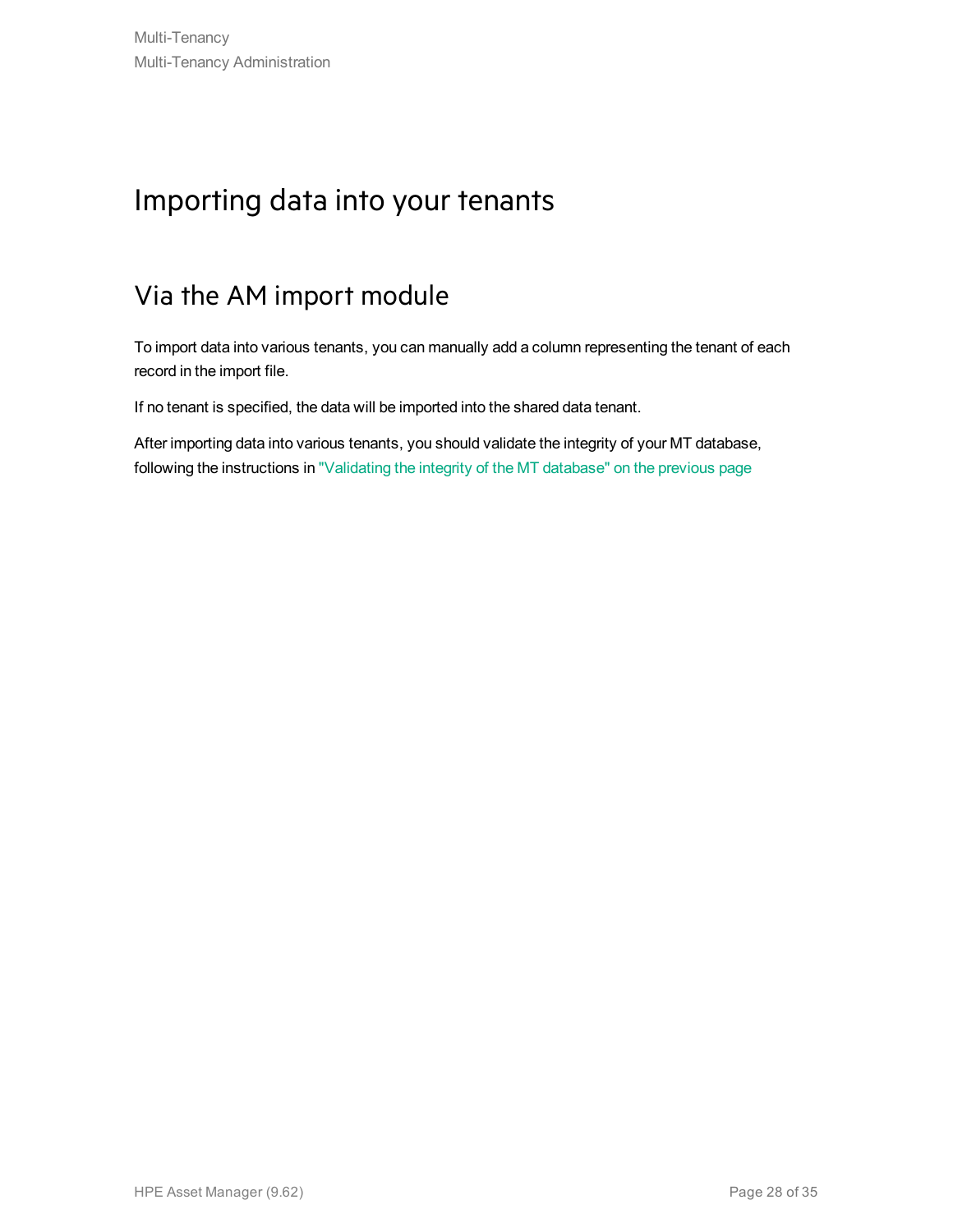# Importing data into your tenants

## Via the AM import module

To import data into various tenants, you can manually add a column representing the tenant of each record in the import file.

If no tenant is specified, the data will be imported into the shared data tenant.

After importing data into various tenants, you should validate the integrity of your MT database, following the instructions in "Validating the integrity of the MT database" on the previous page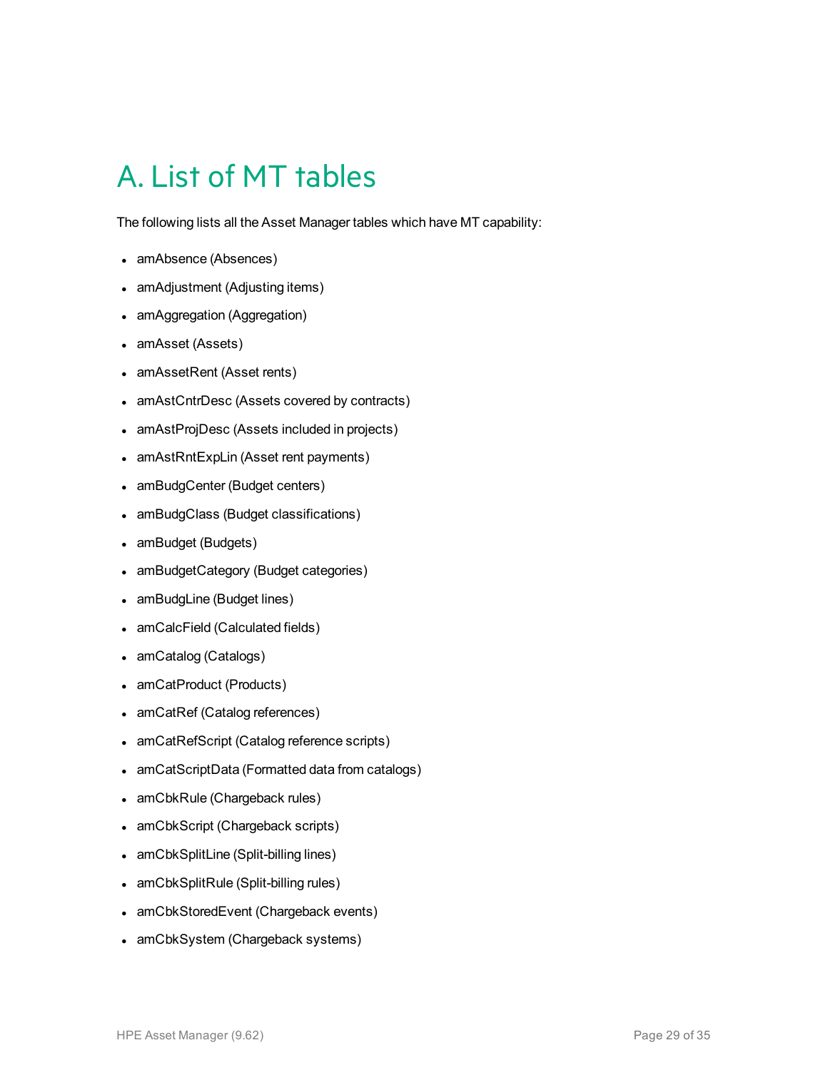# A. List of MT tables

The following lists all the Asset Manager tables which have MT capability:

- amAbsence (Absences)
- amAdjustment (Adjusting items)
- amAggregation (Aggregation)
- amAsset (Assets)
- amAssetRent (Asset rents)
- amAstCntrDesc (Assets covered by contracts)
- amAstProjDesc (Assets included in projects)
- amAstRntExpLin (Asset rent payments)
- amBudgCenter (Budget centers)
- amBudgClass (Budget classifications)
- amBudget (Budgets)
- amBudgetCategory (Budget categories)
- amBudgLine (Budget lines)
- amCalcField (Calculated fields)
- amCatalog (Catalogs)
- amCatProduct (Products)
- amCatRef (Catalog references)
- amCatRefScript (Catalog reference scripts)
- amCatScriptData (Formatted data from catalogs)
- amCbkRule (Chargeback rules)
- amCbkScript (Chargeback scripts)
- amCbkSplitLine (Split-billing lines)
- amCbkSplitRule (Split-billing rules)
- amCbkStoredEvent (Chargeback events)
- amCbkSystem (Chargeback systems)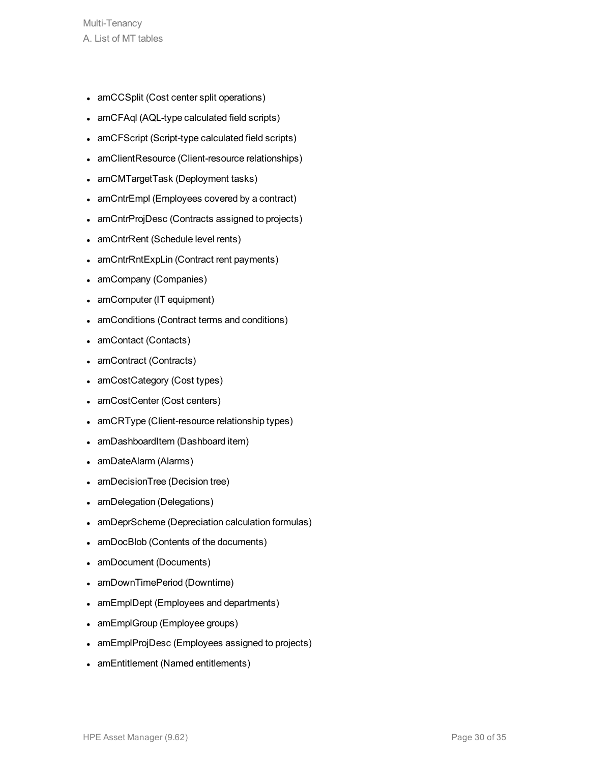- amCCSplit (Cost center split operations)
- amCFAql (AQL-type calculated field scripts)
- amCFScript (Script-type calculated field scripts)
- amClientResource (Client-resource relationships)
- amCMTargetTask (Deployment tasks)
- amCntrEmpl (Employees covered by a contract)
- amCntrProjDesc (Contracts assigned to projects)
- amCntrRent (Schedule level rents)
- amCntrRntExpLin (Contract rent payments)
- amCompany (Companies)
- amComputer (IT equipment)
- amConditions (Contract terms and conditions)
- amContact (Contacts)
- amContract (Contracts)
- amCostCategory (Cost types)
- amCostCenter (Cost centers)
- amCRType (Client-resource relationship types)
- amDashboardItem (Dashboard item)
- amDateAlarm (Alarms)
- amDecisionTree (Decision tree)
- amDelegation (Delegations)
- amDeprScheme (Depreciation calculation formulas)
- amDocBlob (Contents of the documents)
- amDocument (Documents)
- amDownTimePeriod (Downtime)
- amEmplDept (Employees and departments)
- amEmplGroup (Employee groups)
- amEmplProjDesc (Employees assigned to projects)
- amEntitlement (Named entitlements)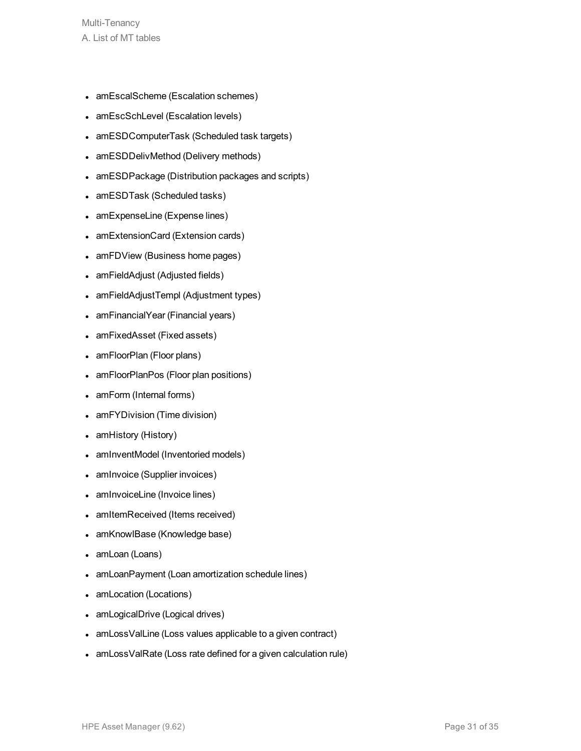- amEscalScheme (Escalation schemes)
- amEscSchLevel (Escalation levels)
- amESDComputerTask (Scheduled task targets)
- amESDDelivMethod (Delivery methods)
- amESDPackage (Distribution packages and scripts)
- amESDTask (Scheduled tasks)
- amExpenseLine (Expense lines)
- amExtensionCard (Extension cards)
- amFDView (Business home pages)
- amFieldAdjust (Adjusted fields)
- amFieldAdjustTempl (Adjustment types)
- amFinancialYear (Financial years)
- amFixedAsset (Fixed assets)
- amFloorPlan (Floor plans)
- amFloorPlanPos (Floor plan positions)
- amForm (Internal forms)
- amFYDivision (Time division)
- amHistory (History)
- amInventModel (Inventoried models)
- amInvoice (Supplier invoices)
- amInvoiceLine (Invoice lines)
- amItemReceived (Items received)
- amKnowlBase (Knowledge base)
- amLoan (Loans)
- amLoanPayment (Loan amortization schedule lines)
- amLocation (Locations)
- amLogicalDrive (Logical drives)
- amLossValLine (Loss values applicable to a given contract)
- amLossValRate (Loss rate defined for a given calculation rule)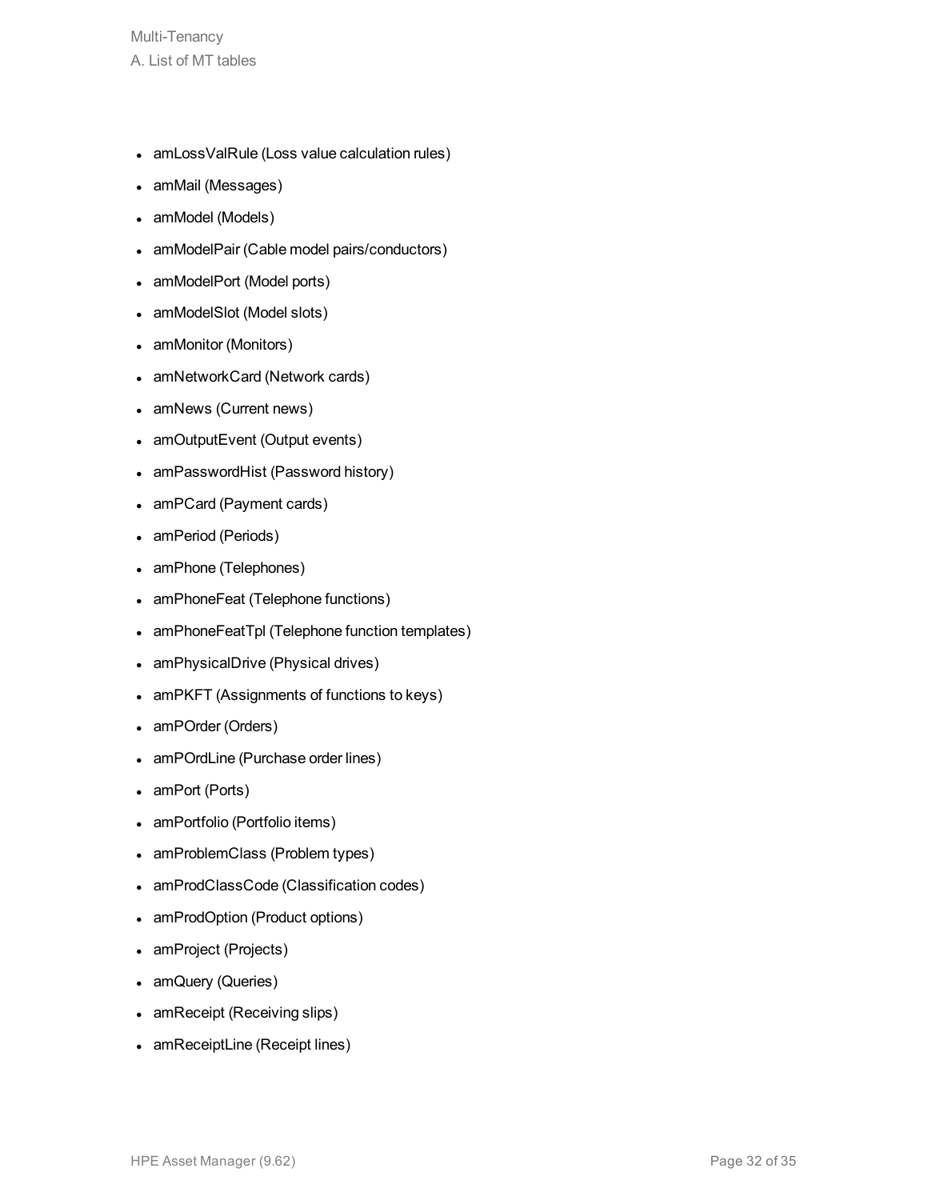- amLossValRule (Loss value calculation rules)
- amMail (Messages)
- amModel (Models)
- amModelPair (Cable model pairs/conductors)
- amModelPort (Model ports)
- amModelSlot (Model slots)
- amMonitor (Monitors)
- amNetworkCard (Network cards)
- amNews (Current news)
- amOutputEvent (Output events)
- amPasswordHist (Password history)
- amPCard (Payment cards)
- amPeriod (Periods)
- amPhone (Telephones)
- amPhoneFeat (Telephone functions)
- amPhoneFeatTpl (Telephone function templates)
- amPhysicalDrive (Physical drives)
- amPKFT (Assignments of functions to keys)
- amPOrder (Orders)
- amPOrdLine (Purchase order lines)
- amPort (Ports)
- amPortfolio (Portfolio items)
- amProblemClass (Problem types)
- amProdClassCode (Classification codes)
- amProdOption (Product options)
- amProject (Projects)
- amQuery (Queries)
- amReceipt (Receiving slips)
- amReceiptLine (Receipt lines)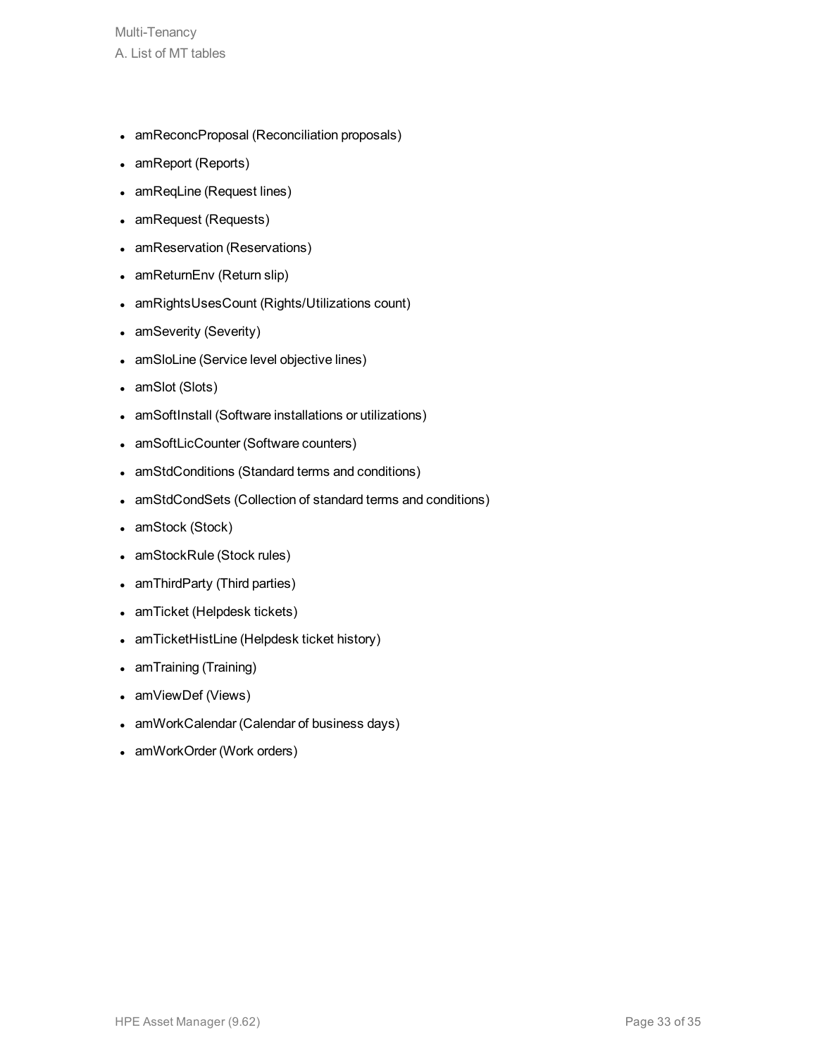- amReconcProposal (Reconciliation proposals)
- amReport (Reports)
- amReqLine (Request lines)
- amRequest (Requests)
- amReservation (Reservations)
- amReturnEnv (Return slip)
- amRightsUsesCount (Rights/Utilizations count)
- amSeverity (Severity)
- amSloLine (Service level objective lines)
- amSlot (Slots)
- amSoftInstall (Software installations or utilizations)
- amSoftLicCounter (Software counters)
- amStdConditions (Standard terms and conditions)
- amStdCondSets (Collection of standard terms and conditions)
- amStock (Stock)
- amStockRule (Stock rules)
- amThirdParty (Third parties)
- amTicket (Helpdesk tickets)
- amTicketHistLine (Helpdesk ticket history)
- amTraining (Training)
- amViewDef (Views)
- amWorkCalendar (Calendar of business days)
- amWorkOrder (Work orders)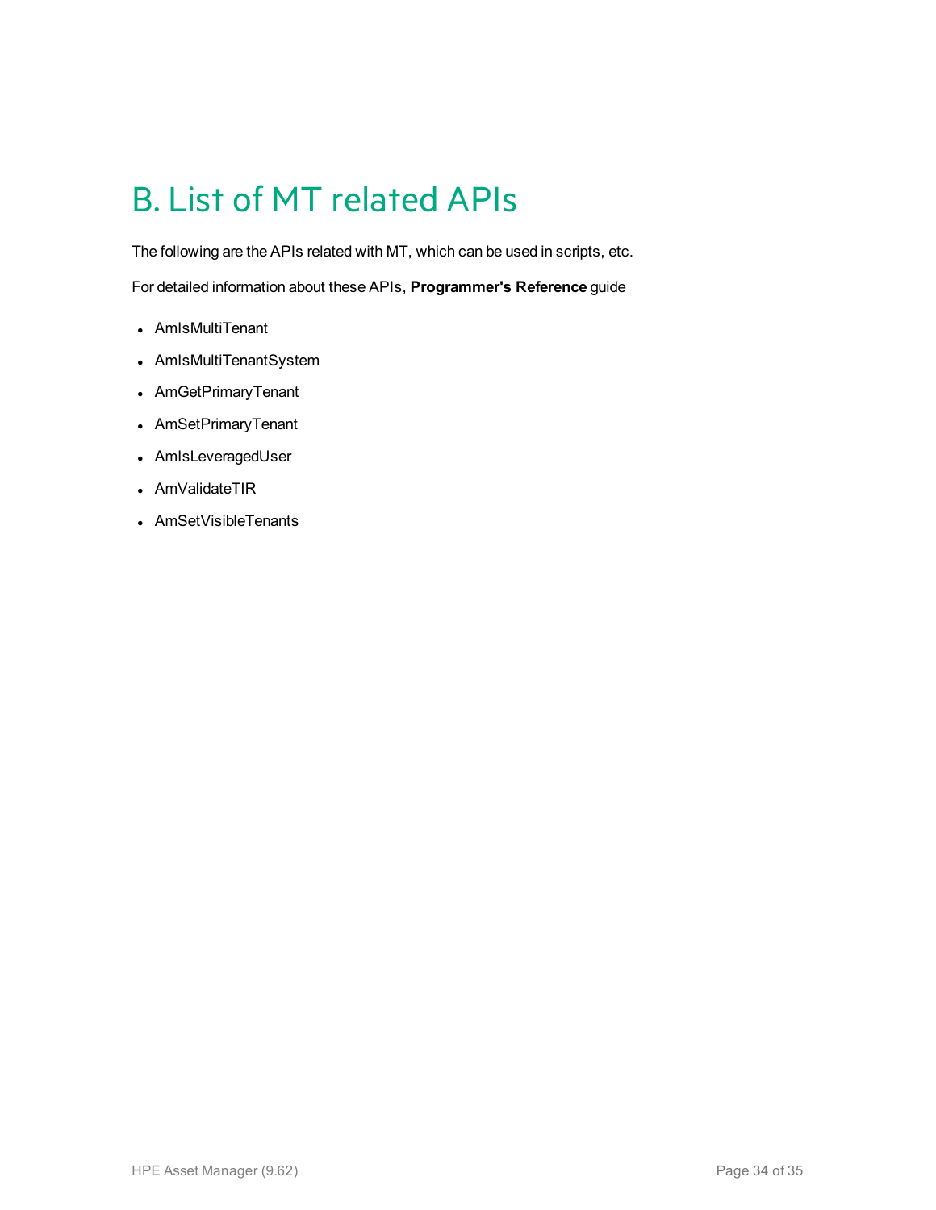# B. List of MT related APIs

The following are the APIs related with MT, which can be used in scripts, etc.

For detailed information about these APIs, **Programmer's Reference** guide

- AmIsMultiTenant
- AmIsMultiTenantSystem
- AmGetPrimaryTenant
- AmSetPrimaryTenant
- AmIsLeveragedUser
- AmValidateTIR
- AmSetVisibleTenants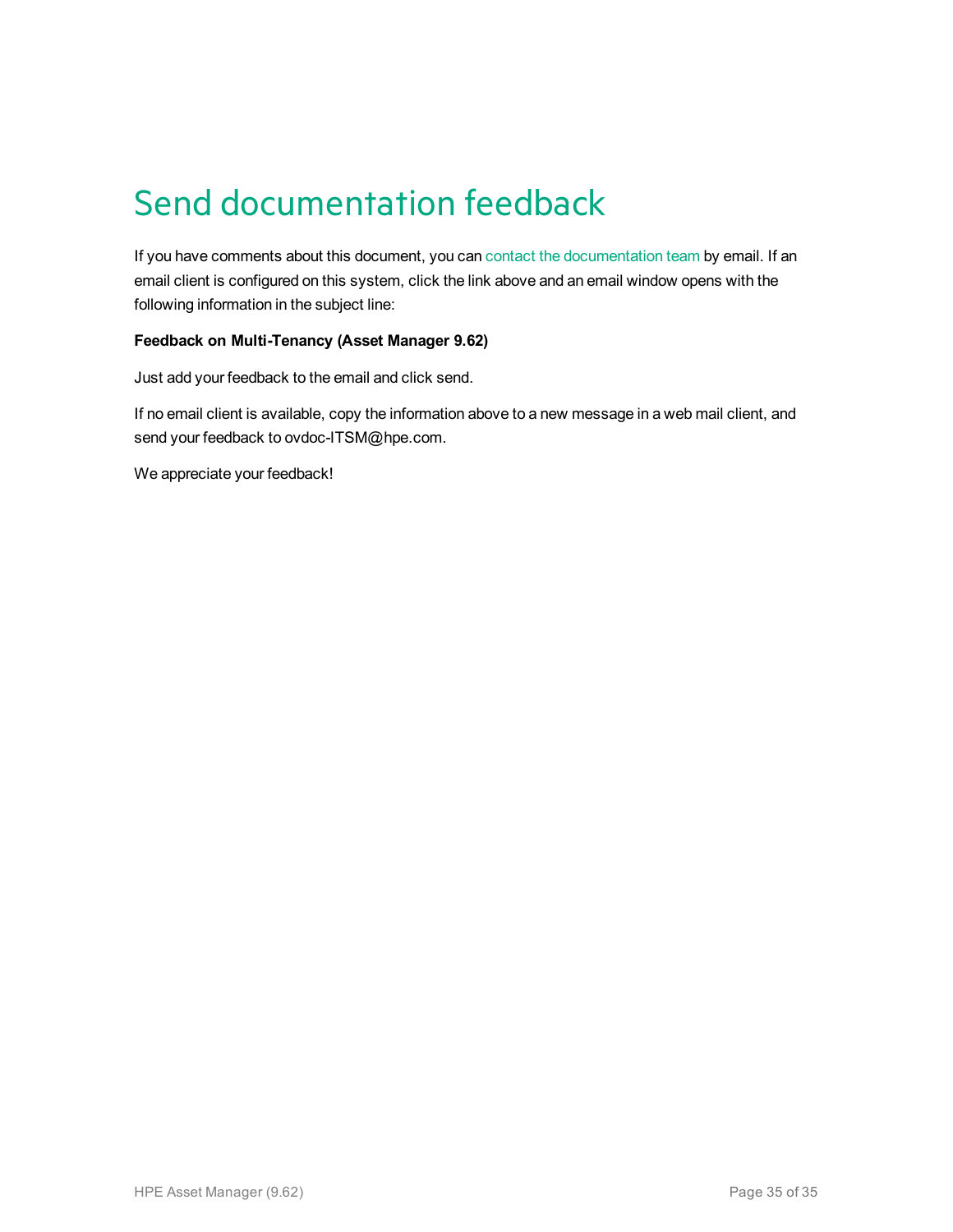# Send documentation feedback

If you have comments about this document, you can contact the documentation team by email. If an email client is configured on this system, click the link above and an email window opens with the following information in the subject line:

**Feedback on Multi-Tenancy (Asset Manager 9.62)**

Just add your feedback to the email and click send.

If no email client is available, copy the information above to a new message in a web mail client, and send your feedback to ovdoc-ITSM@hpe.com.

We appreciate your feedback!